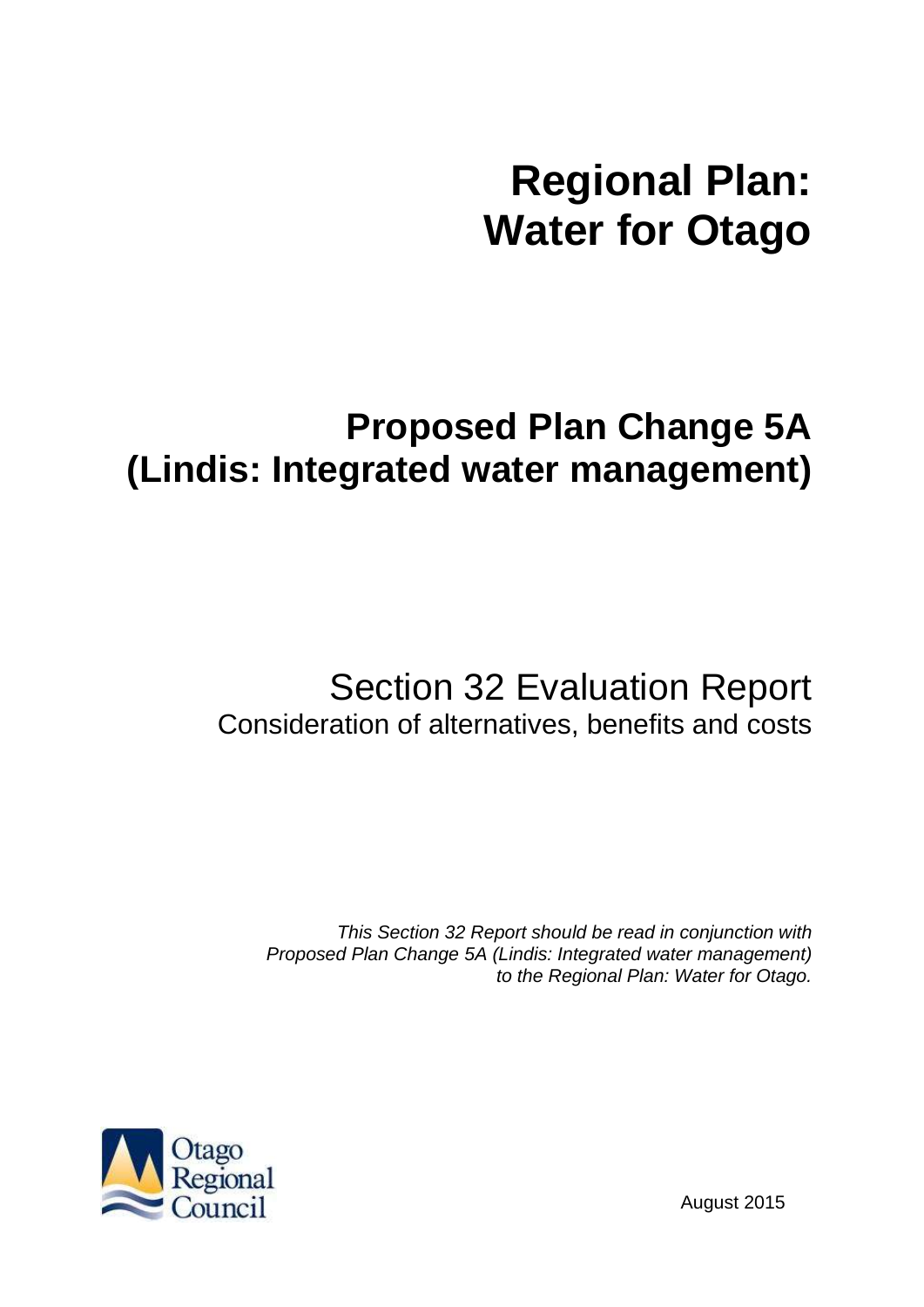# Regional Plan: Water for Otago

## Proposed Plan Change 5A (Lindis: Integrated water management)

Section 32 Evaluation Report

Consideration of alternatives, benefits and costs

*This Section 32 Report should be read in conjunction with Proposed Plan Change 5A (Lindis: Integrated water management) to the Regional Plan: Water for Otago.*

Otago Regional Council

August 2015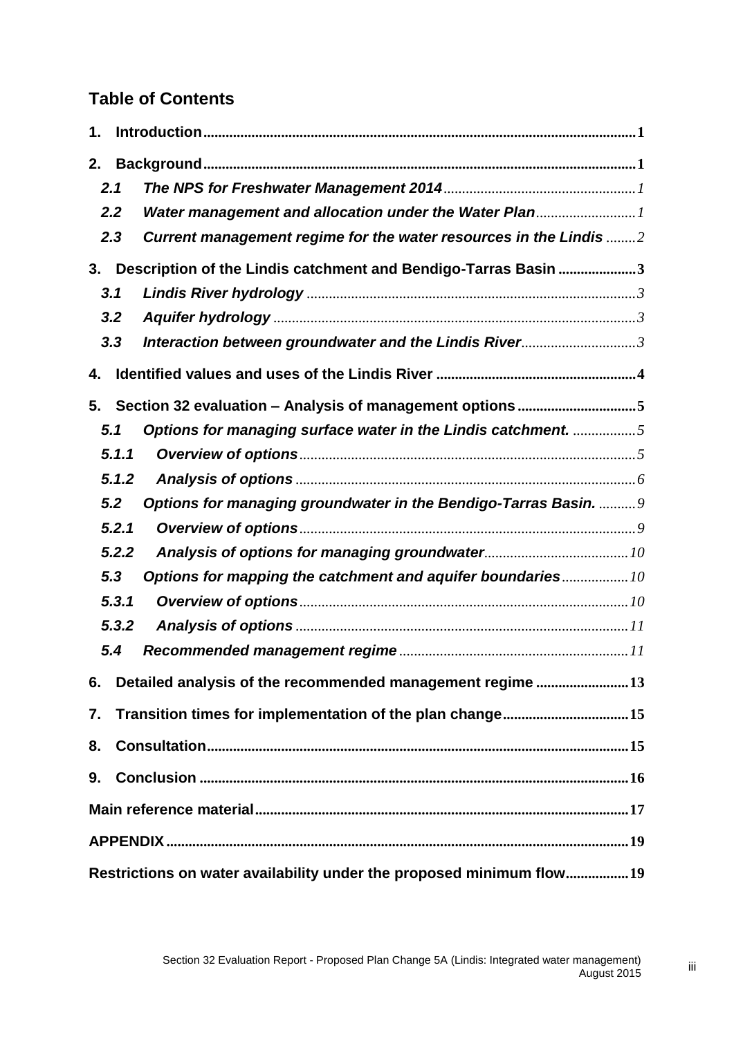## Table of Contents

1. **Introduction** ..... 1

2. **Background** ..... 1
   - 2.1 ***The NPS for Freshwater Management 2014*** ..... 1
   - 2.2 ***Water management and allocation under the Water Plan*** ..... 1
   - 2.3 ***Current management regime for the water resources in the Lindis*** ..... 2

3. **Description of the Lindis catchment and Bendigo-Tarras Basin** ..... 3
   - 3.1 ***Lindis River hydrology*** ..... 3
   - 3.2 ***Aquifer hydrology*** ..... 3
   - 3.3 ***Interaction between groundwater and the Lindis River*** ..... 3

4. **Identified values and uses of the Lindis River** ..... 4

5. **Section 32 evaluation – Analysis of management options** ..... 5
   - 5.1 ***Options for managing surface water in the Lindis catchment.*** ..... 5
     - 5.1.1 ***Overview of options*** ..... 5
     - 5.1.2 ***Analysis of options*** ..... 6
   - 5.2 ***Options for managing groundwater in the Bendigo-Tarras Basin.*** ..... 9
     - 5.2.1 ***Overview of options*** ..... 9
     - 5.2.2 ***Analysis of options for managing groundwater*** ..... 10
   - 5.3 ***Options for mapping the catchment and aquifer boundaries*** ..... 10
     - 5.3.1 ***Overview of options*** ..... 10
     - 5.3.2 ***Analysis of options*** ..... 11
   - 5.4 ***Recommended management regime*** ..... 11

6. **Detailed analysis of the recommended management regime** ..... 13

7. **Transition times for implementation of the plan change** ..... 15

8. **Consultation** ..... 15

9. **Conclusion** ..... 16

**Main reference material** ..... 17

**APPENDIX** ..... 19

**Restrictions on water availability under the proposed minimum flow** ..... 19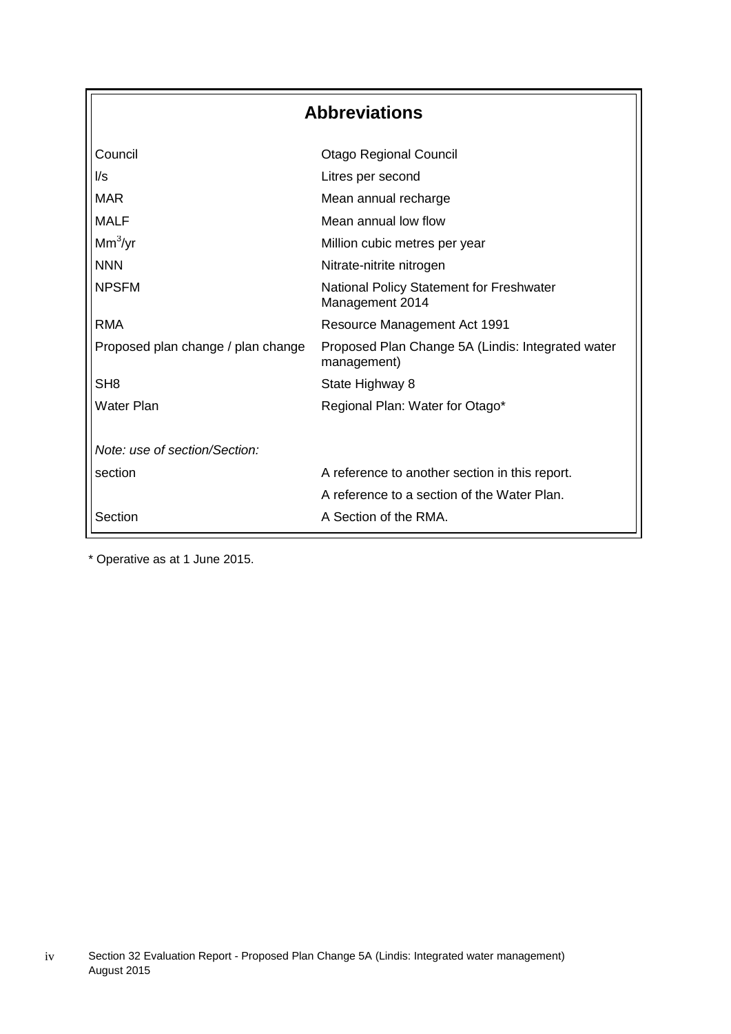## Abbreviations

| | |
|---|---|
| Council | Otago Regional Council |
| l/s | Litres per second |
| MAR | Mean annual recharge |
| MALF | Mean annual low flow |
| $Mm^3$/yr | Million cubic metres per year |
| NNN | Nitrate-nitrite nitrogen |
| NPSFM | National Policy Statement for Freshwater Management 2014 |
| RMA | Resource Management Act 1991 |
| Proposed plan change / plan change | Proposed Plan Change 5A (Lindis: Integrated water management) |
| SH8 | State Highway 8 |
| Water Plan | Regional Plan: Water for Otago* |
| *Note: use of section/Section:* | |
| section | A reference to another section in this report. |
| | A reference to a section of the Water Plan. |
| Section | A Section of the RMA. |

\* Operative as at 1 June 2015.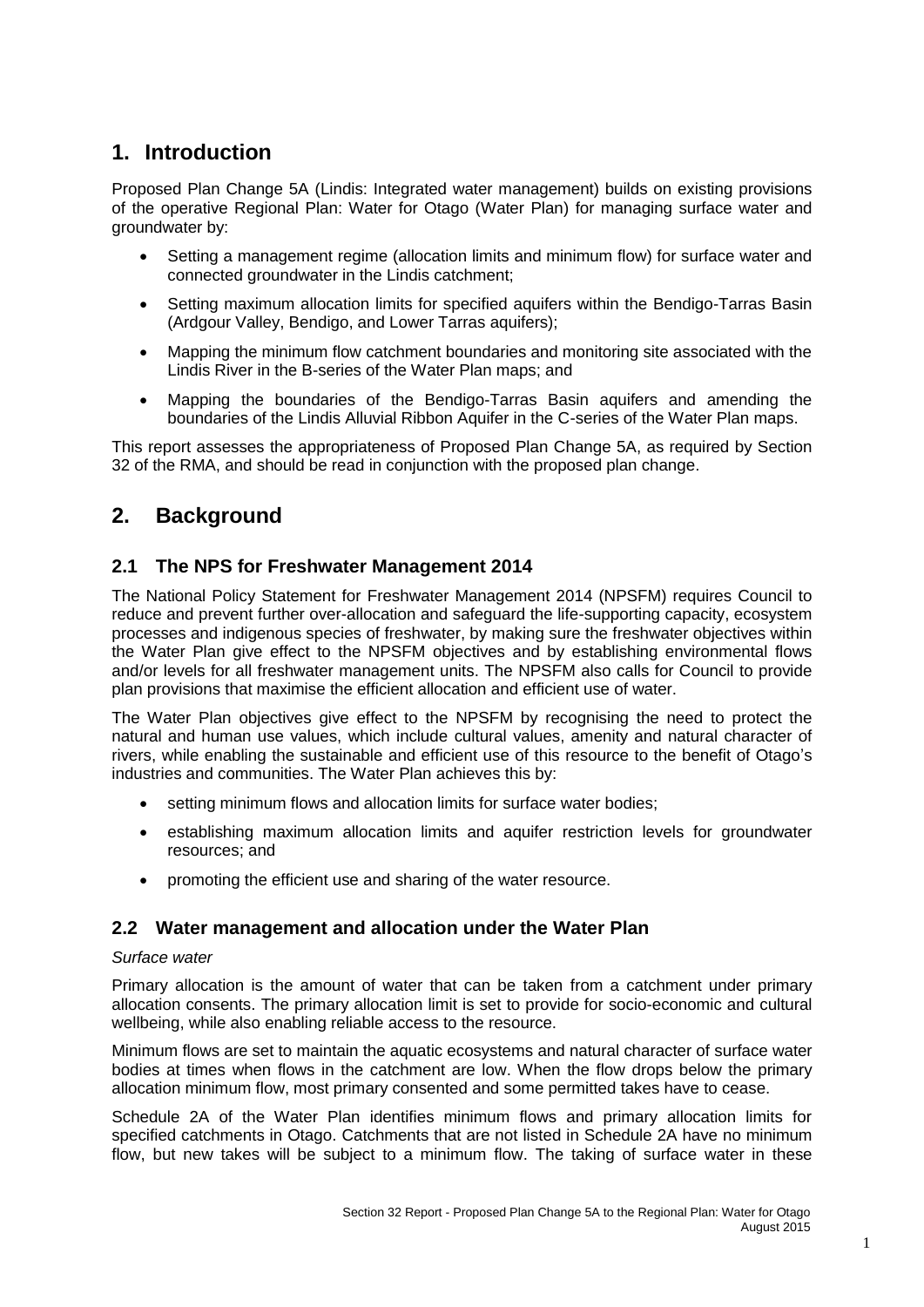# 1. Introduction

Proposed Plan Change 5A (Lindis: Integrated water management) builds on existing provisions of the operative Regional Plan: Water for Otago (Water Plan) for managing surface water and groundwater by:

- Setting a management regime (allocation limits and minimum flow) for surface water and connected groundwater in the Lindis catchment;
- Setting maximum allocation limits for specified aquifers within the Bendigo-Tarras Basin (Ardgour Valley, Bendigo, and Lower Tarras aquifers);
- Mapping the minimum flow catchment boundaries and monitoring site associated with the Lindis River in the B-series of the Water Plan maps; and
- Mapping the boundaries of the Bendigo-Tarras Basin aquifers and amending the boundaries of the Lindis Alluvial Ribbon Aquifer in the C-series of the Water Plan maps.

This report assesses the appropriateness of Proposed Plan Change 5A, as required by Section 32 of the RMA, and should be read in conjunction with the proposed plan change.

# 2. Background

## 2.1 The NPS for Freshwater Management 2014

The National Policy Statement for Freshwater Management 2014 (NPSFM) requires Council to reduce and prevent further over-allocation and safeguard the life-supporting capacity, ecosystem processes and indigenous species of freshwater, by making sure the freshwater objectives within the Water Plan give effect to the NPSFM objectives and by establishing environmental flows and/or levels for all freshwater management units. The NPSFM also calls for Council to provide plan provisions that maximise the efficient allocation and efficient use of water.

The Water Plan objectives give effect to the NPSFM by recognising the need to protect the natural and human use values, which include cultural values, amenity and natural character of rivers, while enabling the sustainable and efficient use of this resource to the benefit of Otago's industries and communities. The Water Plan achieves this by:

- setting minimum flows and allocation limits for surface water bodies;
- establishing maximum allocation limits and aquifer restriction levels for groundwater resources; and
- promoting the efficient use and sharing of the water resource.

## 2.2 Water management and allocation under the Water Plan

*Surface water*

Primary allocation is the amount of water that can be taken from a catchment under primary allocation consents. The primary allocation limit is set to provide for socio-economic and cultural wellbeing, while also enabling reliable access to the resource.

Minimum flows are set to maintain the aquatic ecosystems and natural character of surface water bodies at times when flows in the catchment are low. When the flow drops below the primary allocation minimum flow, most primary consented and some permitted takes have to cease.

Schedule 2A of the Water Plan identifies minimum flows and primary allocation limits for specified catchments in Otago. Catchments that are not listed in Schedule 2A have no minimum flow, but new takes will be subject to a minimum flow. The taking of surface water in these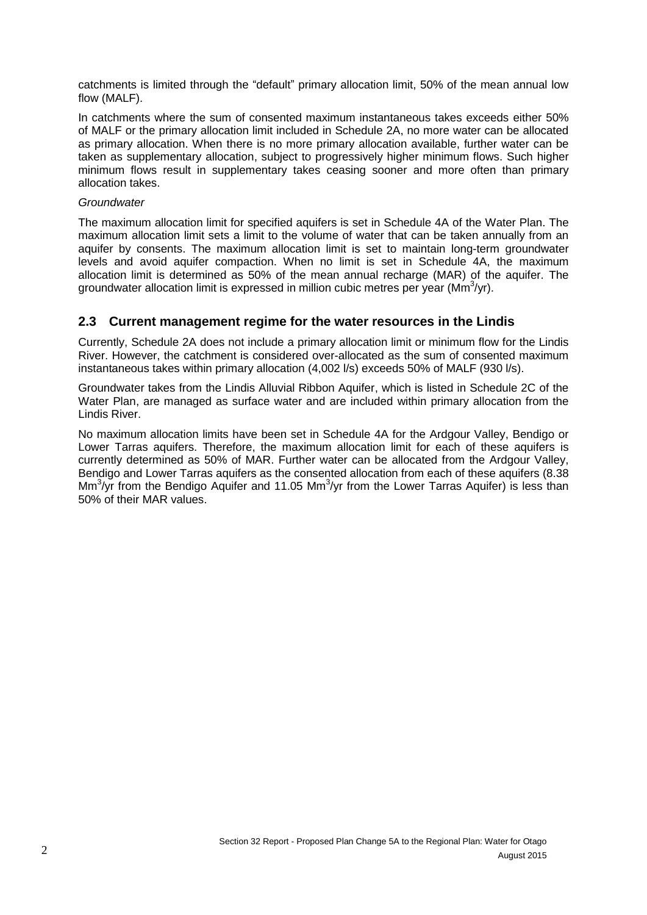catchments is limited through the "default" primary allocation limit, 50% of the mean annual low flow (MALF).

In catchments where the sum of consented maximum instantaneous takes exceeds either 50% of MALF or the primary allocation limit included in Schedule 2A, no more water can be allocated as primary allocation. When there is no more primary allocation available, further water can be taken as supplementary allocation, subject to progressively higher minimum flows. Such higher minimum flows result in supplementary takes ceasing sooner and more often than primary allocation takes.

*Groundwater*

The maximum allocation limit for specified aquifers is set in Schedule 4A of the Water Plan. The maximum allocation limit sets a limit to the volume of water that can be taken annually from an aquifer by consents. The maximum allocation limit is set to maintain long-term groundwater levels and avoid aquifer compaction. When no limit is set in Schedule 4A, the maximum allocation limit is determined as 50% of the mean annual recharge (MAR) of the aquifer. The groundwater allocation limit is expressed in million cubic metres per year ($Mm^3$/yr).

## 2.3 Current management regime for the water resources in the Lindis

Currently, Schedule 2A does not include a primary allocation limit or minimum flow for the Lindis River. However, the catchment is considered over-allocated as the sum of consented maximum instantaneous takes within primary allocation (4,002 l/s) exceeds 50% of MALF (930 l/s).

Groundwater takes from the Lindis Alluvial Ribbon Aquifer, which is listed in Schedule 2C of the Water Plan, are managed as surface water and are included within primary allocation from the Lindis River.

No maximum allocation limits have been set in Schedule 4A for the Ardgour Valley, Bendigo or Lower Tarras aquifers. Therefore, the maximum allocation limit for each of these aquifers is currently determined as 50% of MAR. Further water can be allocated from the Ardgour Valley, Bendigo and Lower Tarras aquifers as the consented allocation from each of these aquifers (8.38 $Mm^3$/yr from the Bendigo Aquifer and 11.05 $Mm^3$/yr from the Lower Tarras Aquifer) is less than 50% of their MAR values.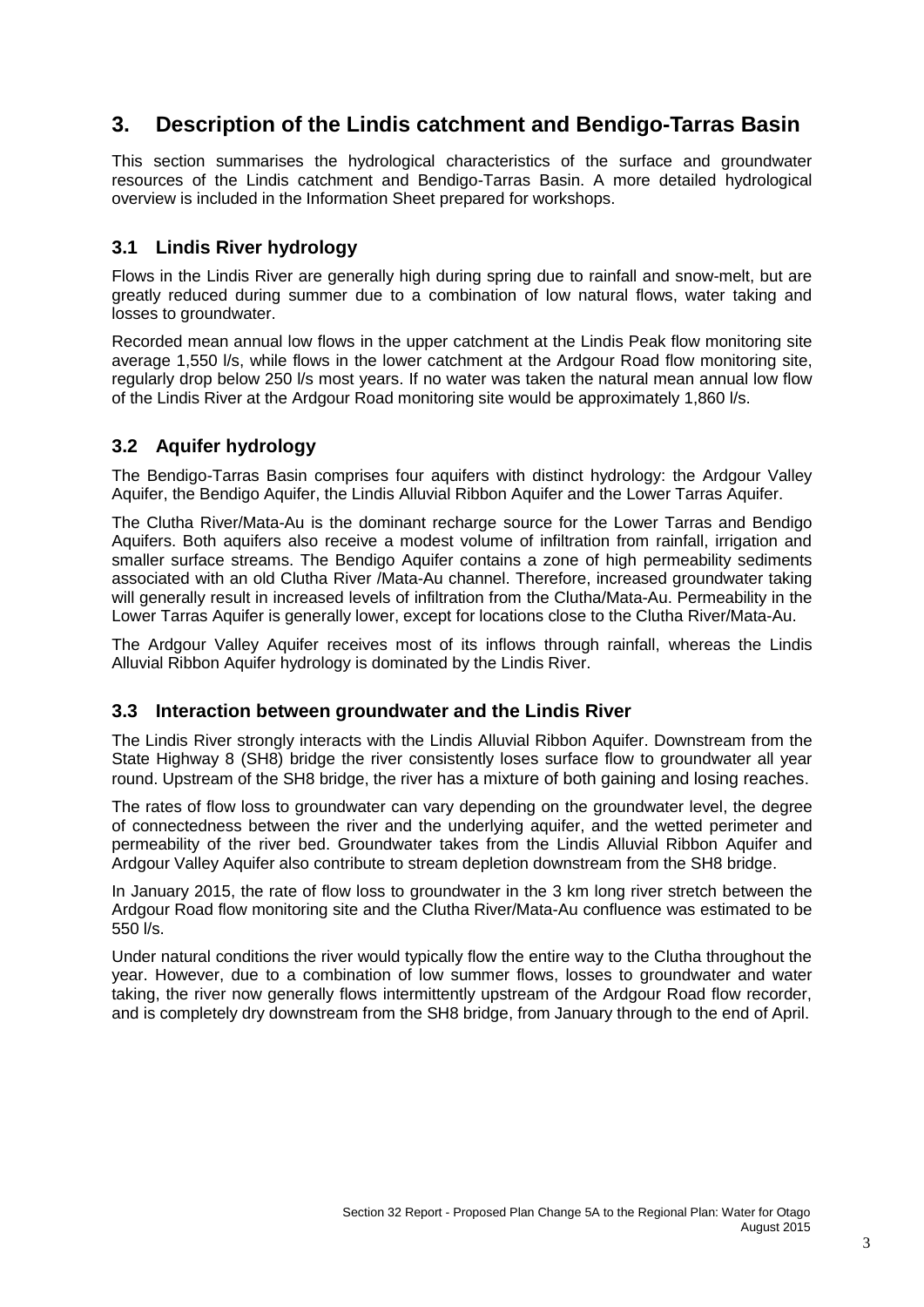# 3. Description of the Lindis catchment and Bendigo-Tarras Basin

This section summarises the hydrological characteristics of the surface and groundwater resources of the Lindis catchment and Bendigo-Tarras Basin. A more detailed hydrological overview is included in the Information Sheet prepared for workshops.

## 3.1 Lindis River hydrology

Flows in the Lindis River are generally high during spring due to rainfall and snow-melt, but are greatly reduced during summer due to a combination of low natural flows, water taking and losses to groundwater.

Recorded mean annual low flows in the upper catchment at the Lindis Peak flow monitoring site average 1,550 l/s, while flows in the lower catchment at the Ardgour Road flow monitoring site, regularly drop below 250 l/s most years. If no water was taken the natural mean annual low flow of the Lindis River at the Ardgour Road monitoring site would be approximately 1,860 l/s.

## 3.2 Aquifer hydrology

The Bendigo-Tarras Basin comprises four aquifers with distinct hydrology: the Ardgour Valley Aquifer, the Bendigo Aquifer, the Lindis Alluvial Ribbon Aquifer and the Lower Tarras Aquifer.

The Clutha River/Mata-Au is the dominant recharge source for the Lower Tarras and Bendigo Aquifers. Both aquifers also receive a modest volume of infiltration from rainfall, irrigation and smaller surface streams. The Bendigo Aquifer contains a zone of high permeability sediments associated with an old Clutha River /Mata-Au channel. Therefore, increased groundwater taking will generally result in increased levels of infiltration from the Clutha/Mata-Au. Permeability in the Lower Tarras Aquifer is generally lower, except for locations close to the Clutha River/Mata-Au.

The Ardgour Valley Aquifer receives most of its inflows through rainfall, whereas the Lindis Alluvial Ribbon Aquifer hydrology is dominated by the Lindis River.

## 3.3 Interaction between groundwater and the Lindis River

The Lindis River strongly interacts with the Lindis Alluvial Ribbon Aquifer. Downstream from the State Highway 8 (SH8) bridge the river consistently loses surface flow to groundwater all year round. Upstream of the SH8 bridge, the river has a mixture of both gaining and losing reaches.

The rates of flow loss to groundwater can vary depending on the groundwater level, the degree of connectedness between the river and the underlying aquifer, and the wetted perimeter and permeability of the river bed. Groundwater takes from the Lindis Alluvial Ribbon Aquifer and Ardgour Valley Aquifer also contribute to stream depletion downstream from the SH8 bridge.

In January 2015, the rate of flow loss to groundwater in the 3 km long river stretch between the Ardgour Road flow monitoring site and the Clutha River/Mata-Au confluence was estimated to be 550 l/s.

Under natural conditions the river would typically flow the entire way to the Clutha throughout the year. However, due to a combination of low summer flows, losses to groundwater and water taking, the river now generally flows intermittently upstream of the Ardgour Road flow recorder, and is completely dry downstream from the SH8 bridge, from January through to the end of April.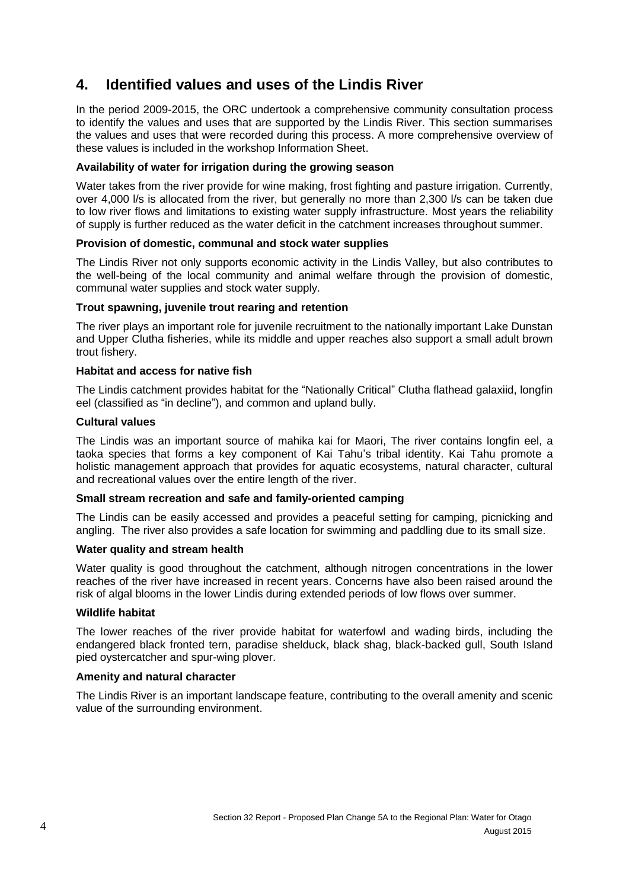## 4. Identified values and uses of the Lindis River

In the period 2009-2015, the ORC undertook a comprehensive community consultation process to identify the values and uses that are supported by the Lindis River. This section summarises the values and uses that were recorded during this process. A more comprehensive overview of these values is included in the workshop Information Sheet.

**Availability of water for irrigation during the growing season**

Water takes from the river provide for wine making, frost fighting and pasture irrigation. Currently, over 4,000 l/s is allocated from the river, but generally no more than 2,300 l/s can be taken due to low river flows and limitations to existing water supply infrastructure. Most years the reliability of supply is further reduced as the water deficit in the catchment increases throughout summer.

**Provision of domestic, communal and stock water supplies**

The Lindis River not only supports economic activity in the Lindis Valley, but also contributes to the well-being of the local community and animal welfare through the provision of domestic, communal water supplies and stock water supply.

**Trout spawning, juvenile trout rearing and retention**

The river plays an important role for juvenile recruitment to the nationally important Lake Dunstan and Upper Clutha fisheries, while its middle and upper reaches also support a small adult brown trout fishery.

**Habitat and access for native fish**

The Lindis catchment provides habitat for the "Nationally Critical" Clutha flathead galaxiid, longfin eel (classified as "in decline"), and common and upland bully.

**Cultural values**

The Lindis was an important source of mahika kai for Maori, The river contains longfin eel, a taoka species that forms a key component of Kai Tahu's tribal identity. Kai Tahu promote a holistic management approach that provides for aquatic ecosystems, natural character, cultural and recreational values over the entire length of the river.

**Small stream recreation and safe and family-oriented camping**

The Lindis can be easily accessed and provides a peaceful setting for camping, picnicking and angling. The river also provides a safe location for swimming and paddling due to its small size.

**Water quality and stream health**

Water quality is good throughout the catchment, although nitrogen concentrations in the lower reaches of the river have increased in recent years. Concerns have also been raised around the risk of algal blooms in the lower Lindis during extended periods of low flows over summer.

**Wildlife habitat**

The lower reaches of the river provide habitat for waterfowl and wading birds, including the endangered black fronted tern, paradise shelduck, black shag, black-backed gull, South Island pied oystercatcher and spur-wing plover.

**Amenity and natural character**

The Lindis River is an important landscape feature, contributing to the overall amenity and scenic value of the surrounding environment.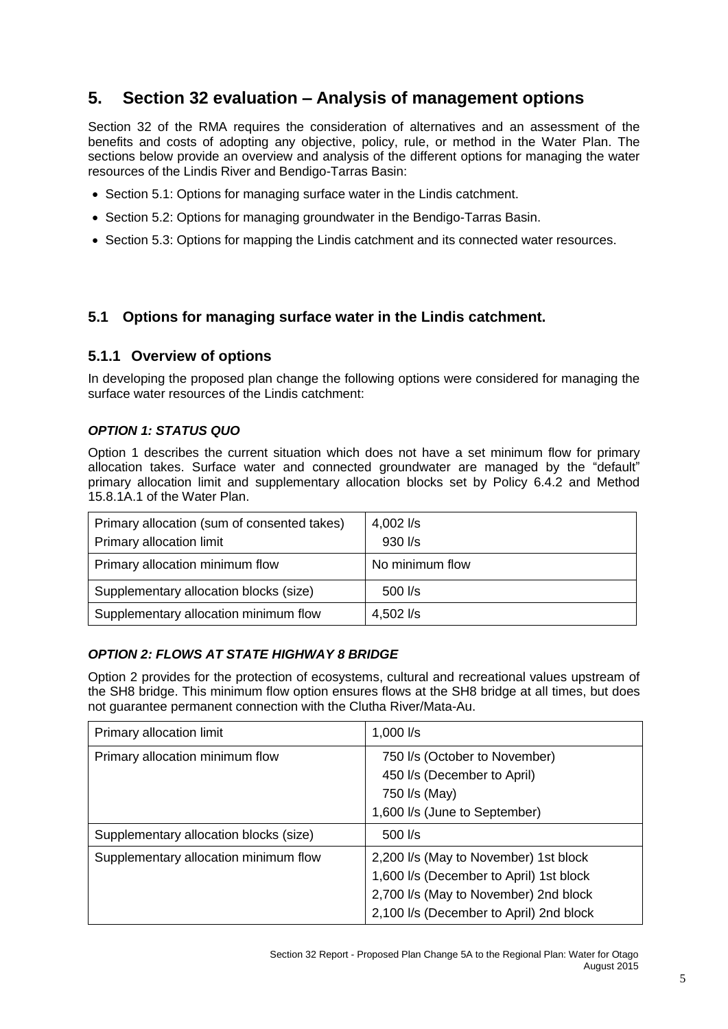# 5. Section 32 evaluation – Analysis of management options

Section 32 of the RMA requires the consideration of alternatives and an assessment of the benefits and costs of adopting any objective, policy, rule, or method in the Water Plan. The sections below provide an overview and analysis of the different options for managing the water resources of the Lindis River and Bendigo-Tarras Basin:

- Section 5.1: Options for managing surface water in the Lindis catchment.
- Section 5.2: Options for managing groundwater in the Bendigo-Tarras Basin.
- Section 5.3: Options for mapping the Lindis catchment and its connected water resources.

## 5.1 Options for managing surface water in the Lindis catchment.

### 5.1.1 Overview of options

In developing the proposed plan change the following options were considered for managing the surface water resources of the Lindis catchment:

#### *OPTION 1: STATUS QUO*

Option 1 describes the current situation which does not have a set minimum flow for primary allocation takes. Surface water and connected groundwater are managed by the "default" primary allocation limit and supplementary allocation blocks set by Policy 6.4.2 and Method 15.8.1A.1 of the Water Plan.

| | |
|---|---|
| Primary allocation (sum of consented takes)<br>Primary allocation limit | 4,002 l/s<br>930 l/s |
| Primary allocation minimum flow | No minimum flow |
| Supplementary allocation blocks (size) | 500 l/s |
| Supplementary allocation minimum flow | 4,502 l/s |

#### *OPTION 2: FLOWS AT STATE HIGHWAY 8 BRIDGE*

Option 2 provides for the protection of ecosystems, cultural and recreational values upstream of the SH8 bridge. This minimum flow option ensures flows at the SH8 bridge at all times, but does not guarantee permanent connection with the Clutha River/Mata-Au.

| | |
|---|---|
| Primary allocation limit | 1,000 l/s |
| Primary allocation minimum flow | 750 l/s (October to November)<br>450 l/s (December to April)<br>750 l/s (May)<br>1,600 l/s (June to September) |
| Supplementary allocation blocks (size) | 500 l/s |
| Supplementary allocation minimum flow | 2,200 l/s (May to November) 1st block<br>1,600 l/s (December to April) 1st block<br>2,700 l/s (May to November) 2nd block<br>2,100 l/s (December to April) 2nd block |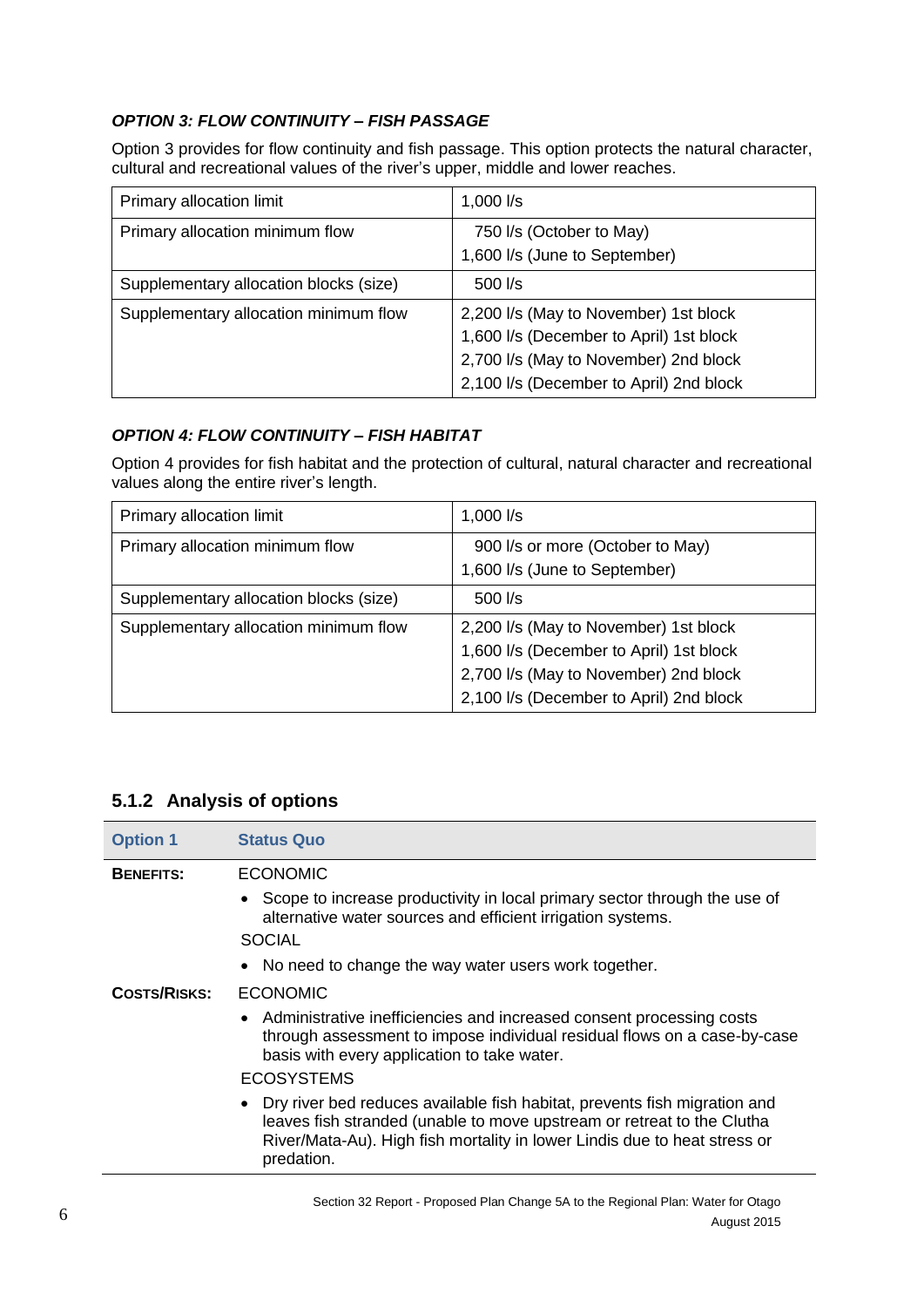#### *OPTION 3: FLOW CONTINUITY – FISH PASSAGE*

Option 3 provides for flow continuity and fish passage. This option protects the natural character, cultural and recreational values of the river's upper, middle and lower reaches.

| | |
|---|---|
| Primary allocation limit | 1,000 l/s |
| Primary allocation minimum flow | 750 l/s (October to May)<br>1,600 l/s (June to September) |
| Supplementary allocation blocks (size) | 500 l/s |
| Supplementary allocation minimum flow | 2,200 l/s (May to November) 1st block<br>1,600 l/s (December to April) 1st block<br>2,700 l/s (May to November) 2nd block<br>2,100 l/s (December to April) 2nd block |

#### *OPTION 4: FLOW CONTINUITY – FISH HABITAT*

Option 4 provides for fish habitat and the protection of cultural, natural character and recreational values along the entire river's length.

| | |
|---|---|
| Primary allocation limit | 1,000 l/s |
| Primary allocation minimum flow | 900 l/s or more (October to May)<br>1,600 l/s (June to September) |
| Supplementary allocation blocks (size) | 500 l/s |
| Supplementary allocation minimum flow | 2,200 l/s (May to November) 1st block<br>1,600 l/s (December to April) 1st block<br>2,700 l/s (May to November) 2nd block<br>2,100 l/s (December to April) 2nd block |

### 5.1.2 Analysis of options

| **Option 1** | **Status Quo** |
|---|---|
| **BENEFITS:** | ECONOMIC<br>• Scope to increase productivity in local primary sector through the use of alternative water sources and efficient irrigation systems.<br>SOCIAL<br>• No need to change the way water users work together. |
| **COSTS/RISKS:** | ECONOMIC<br>• Administrative inefficiencies and increased consent processing costs through assessment to impose individual residual flows on a case-by-case basis with every application to take water.<br>ECOSYSTEMS<br>• Dry river bed reduces available fish habitat, prevents fish migration and leaves fish stranded (unable to move upstream or retreat to the Clutha River/Mata-Au). High fish mortality in lower Lindis due to heat stress or predation. |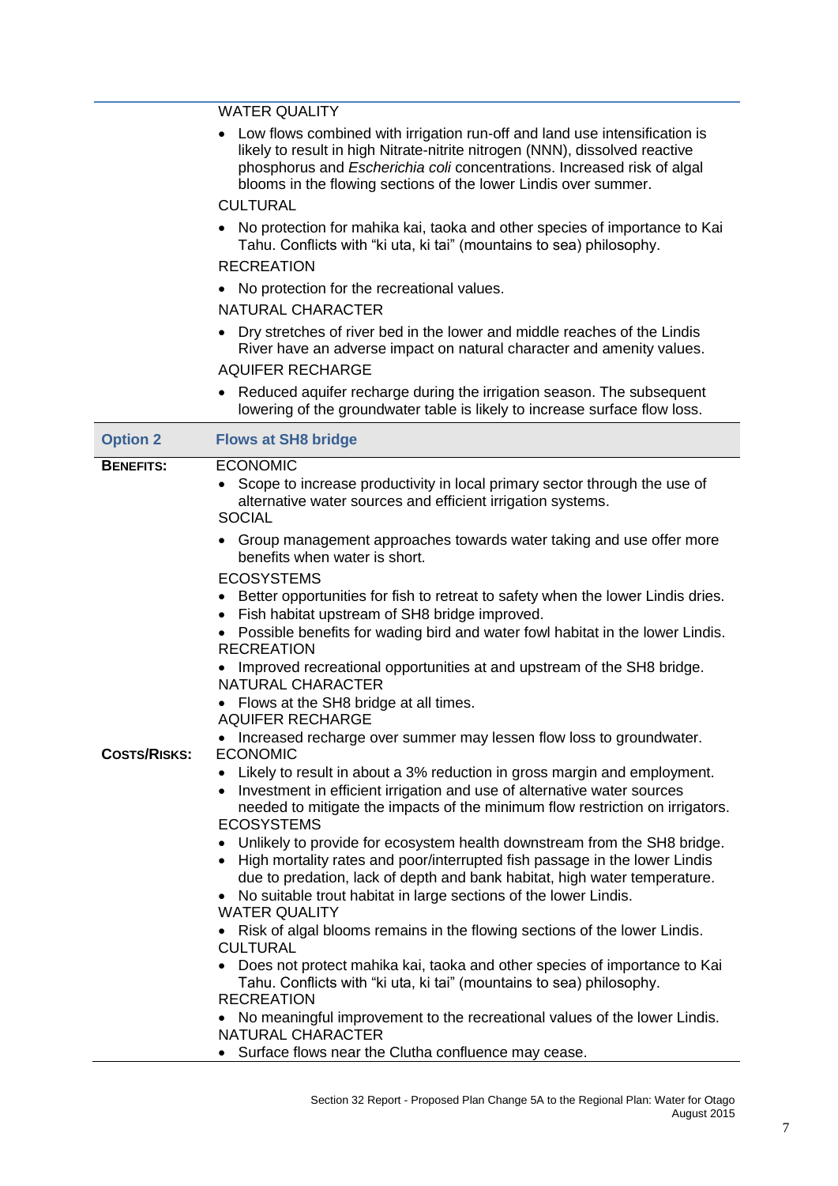| | |
|---|---|
| | WATER QUALITY<br>• Low flows combined with irrigation run-off and land use intensification is likely to result in high Nitrate-nitrite nitrogen (NNN), dissolved reactive phosphorus and *Escherichia coli* concentrations. Increased risk of algal blooms in the flowing sections of the lower Lindis over summer.<br>CULTURAL<br>• No protection for mahika kai, taoka and other species of importance to Kai Tahu. Conflicts with "ki uta, ki tai" (mountains to sea) philosophy.<br>RECREATION<br>• No protection for the recreational values.<br>NATURAL CHARACTER<br>• Dry stretches of river bed in the lower and middle reaches of the Lindis River have an adverse impact on natural character and amenity values.<br>AQUIFER RECHARGE<br>• Reduced aquifer recharge during the irrigation season. The subsequent lowering of the groundwater table is likely to increase surface flow loss. |
| **Option 2** | **Flows at SH8 bridge** |
| **BENEFITS:** | ECONOMIC<br>• Scope to increase productivity in local primary sector through the use of alternative water sources and efficient irrigation systems.<br>SOCIAL<br>• Group management approaches towards water taking and use offer more benefits when water is short.<br>ECOSYSTEMS<br>• Better opportunities for fish to retreat to safety when the lower Lindis dries.<br>• Fish habitat upstream of SH8 bridge improved.<br>• Possible benefits for wading bird and water fowl habitat in the lower Lindis.<br>RECREATION<br>• Improved recreational opportunities at and upstream of the SH8 bridge.<br>NATURAL CHARACTER<br>• Flows at the SH8 bridge at all times.<br>AQUIFER RECHARGE<br>• Increased recharge over summer may lessen flow loss to groundwater. |
| **COSTS/RISKS:** | ECONOMIC<br>• Likely to result in about a 3% reduction in gross margin and employment.<br>• Investment in efficient irrigation and use of alternative water sources needed to mitigate the impacts of the minimum flow restriction on irrigators.<br>ECOSYSTEMS<br>• Unlikely to provide for ecosystem health downstream from the SH8 bridge.<br>• High mortality rates and poor/interrupted fish passage in the lower Lindis due to predation, lack of depth and bank habitat, high water temperature.<br>• No suitable trout habitat in large sections of the lower Lindis.<br>WATER QUALITY<br>• Risk of algal blooms remains in the flowing sections of the lower Lindis.<br>CULTURAL<br>• Does not protect mahika kai, taoka and other species of importance to Kai Tahu. Conflicts with "ki uta, ki tai" (mountains to sea) philosophy.<br>RECREATION<br>• No meaningful improvement to the recreational values of the lower Lindis.<br>NATURAL CHARACTER<br>• Surface flows near the Clutha confluence may cease. |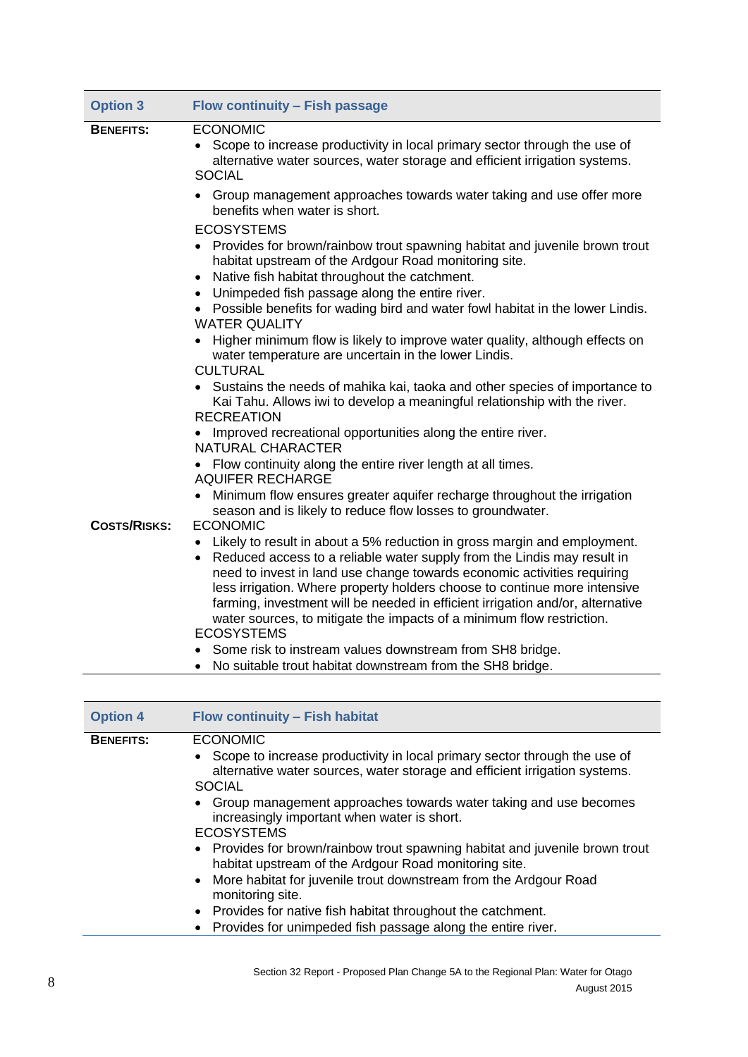| Option 3 | Flow continuity – Fish passage |
|---|---|
| **BENEFITS:** | ECONOMIC<br>• Scope to increase productivity in local primary sector through the use of alternative water sources, water storage and efficient irrigation systems.<br>SOCIAL<br>• Group management approaches towards water taking and use offer more benefits when water is short.<br>ECOSYSTEMS<br>• Provides for brown/rainbow trout spawning habitat and juvenile brown trout habitat upstream of the Ardgour Road monitoring site.<br>• Native fish habitat throughout the catchment.<br>• Unimpeded fish passage along the entire river.<br>• Possible benefits for wading bird and water fowl habitat in the lower Lindis.<br>WATER QUALITY<br>• Higher minimum flow is likely to improve water quality, although effects on water temperature are uncertain in the lower Lindis.<br>CULTURAL<br>• Sustains the needs of mahika kai, taoka and other species of importance to Kai Tahu. Allows iwi to develop a meaningful relationship with the river.<br>RECREATION<br>• Improved recreational opportunities along the entire river.<br>NATURAL CHARACTER<br>• Flow continuity along the entire river length at all times.<br>AQUIFER RECHARGE<br>• Minimum flow ensures greater aquifer recharge throughout the irrigation season and is likely to reduce flow losses to groundwater. |
| **COSTS/RISKS:** | ECONOMIC<br>• Likely to result in about a 5% reduction in gross margin and employment.<br>• Reduced access to a reliable water supply from the Lindis may result in need to invest in land use change towards economic activities requiring less irrigation. Where property holders choose to continue more intensive farming, investment will be needed in efficient irrigation and/or, alternative water sources, to mitigate the impacts of a minimum flow restriction.<br>ECOSYSTEMS<br>• Some risk to instream values downstream from SH8 bridge.<br>• No suitable trout habitat downstream from the SH8 bridge. |

| Option 4 | Flow continuity – Fish habitat |
|---|---|
| **BENEFITS:** | ECONOMIC<br>• Scope to increase productivity in local primary sector through the use of alternative water sources, water storage and efficient irrigation systems.<br>SOCIAL<br>• Group management approaches towards water taking and use becomes increasingly important when water is short.<br>ECOSYSTEMS<br>• Provides for brown/rainbow trout spawning habitat and juvenile brown trout habitat upstream of the Ardgour Road monitoring site.<br>• More habitat for juvenile trout downstream from the Ardgour Road monitoring site.<br>• Provides for native fish habitat the catchment.<br>• Provides for unimpeded fish passage along the entire river. |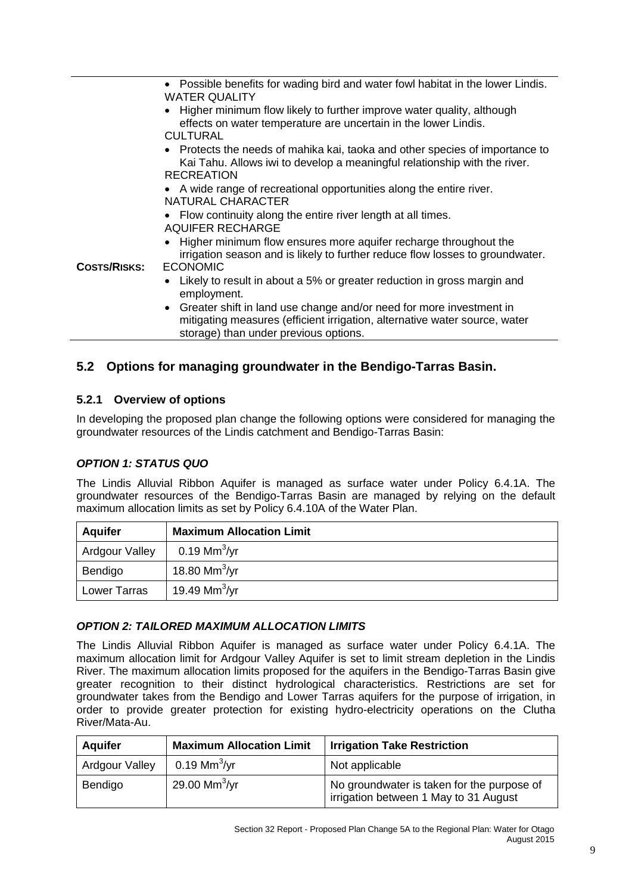| | |
|---|---|
| | • Possible benefits for wading bird and water fowl habitat in the lower Lindis.<br>WATER QUALITY<br>• Higher minimum flow likely to further improve water quality, although effects on water temperature are uncertain in the lower Lindis.<br>CULTURAL<br>• Protects the needs of mahika kai, taoka and other species of importance to Kai Tahu. Allows iwi to develop a meaningful relationship with the river.<br>RECREATION<br>• A wide range of recreational opportunities along the entire river.<br>NATURAL CHARACTER<br>• Flow continuity along the entire river length at all times.<br>AQUIFER RECHARGE<br>• Higher minimum flow ensures more aquifer recharge throughout the irrigation season and is likely to further reduce flow losses to groundwater. |
| **COSTS/RISKS:** | ECONOMIC<br>• Likely to result in about a 5% or greater reduction in gross margin and employment.<br>• Greater shift in land use change and/or need for more investment in mitigating measures (efficient irrigation, alternative water source, water storage) than under previous options. |

## 5.2 Options for managing groundwater in the Bendigo-Tarras Basin.

### 5.2.1 Overview of options

In developing the proposed plan change the following options were considered for managing the groundwater resources of the Lindis catchment and Bendigo-Tarras Basin:

#### *OPTION 1: STATUS QUO*

The Lindis Alluvial Ribbon Aquifer is managed as surface water under Policy 6.4.1A. The groundwater resources of the Bendigo-Tarras Basin are managed by relying on the default maximum allocation limits as set by Policy 6.4.10A of the Water Plan.

| Aquifer | Maximum Allocation Limit |
|---|---|
| Ardgour Valley | 0.19 $Mm^3$/yr |
| Bendigo | 18.80 $Mm^3$/yr |
| Lower Tarras | 19.49 $Mm^3$/yr |

#### *OPTION 2: TAILORED MAXIMUM ALLOCATION LIMITS*

The Lindis Alluvial Ribbon Aquifer is managed as surface water under Policy 6.4.1A. The maximum allocation limit for Ardgour Valley Aquifer is set to limit stream depletion in the Lindis River. The maximum allocation limits proposed for the aquifers in the Bendigo-Tarras Basin give greater recognition to their distinct hydrological characteristics. Restrictions are set for groundwater takes from the Bendigo and Lower Tarras aquifers for the purpose of irrigation, in order to provide greater protection for existing hydro-electricity operations on the Clutha River/Mata-Au.

| Aquifer | Maximum Allocation Limit | Irrigation Take Restriction |
|---|---|---|
| Ardgour Valley | 0.19 $Mm^3$/yr | Not applicable |
| Bendigo | 29.00 $Mm^3$/yr | No groundwater is taken for the purpose of irrigation between 1 May to 31 August |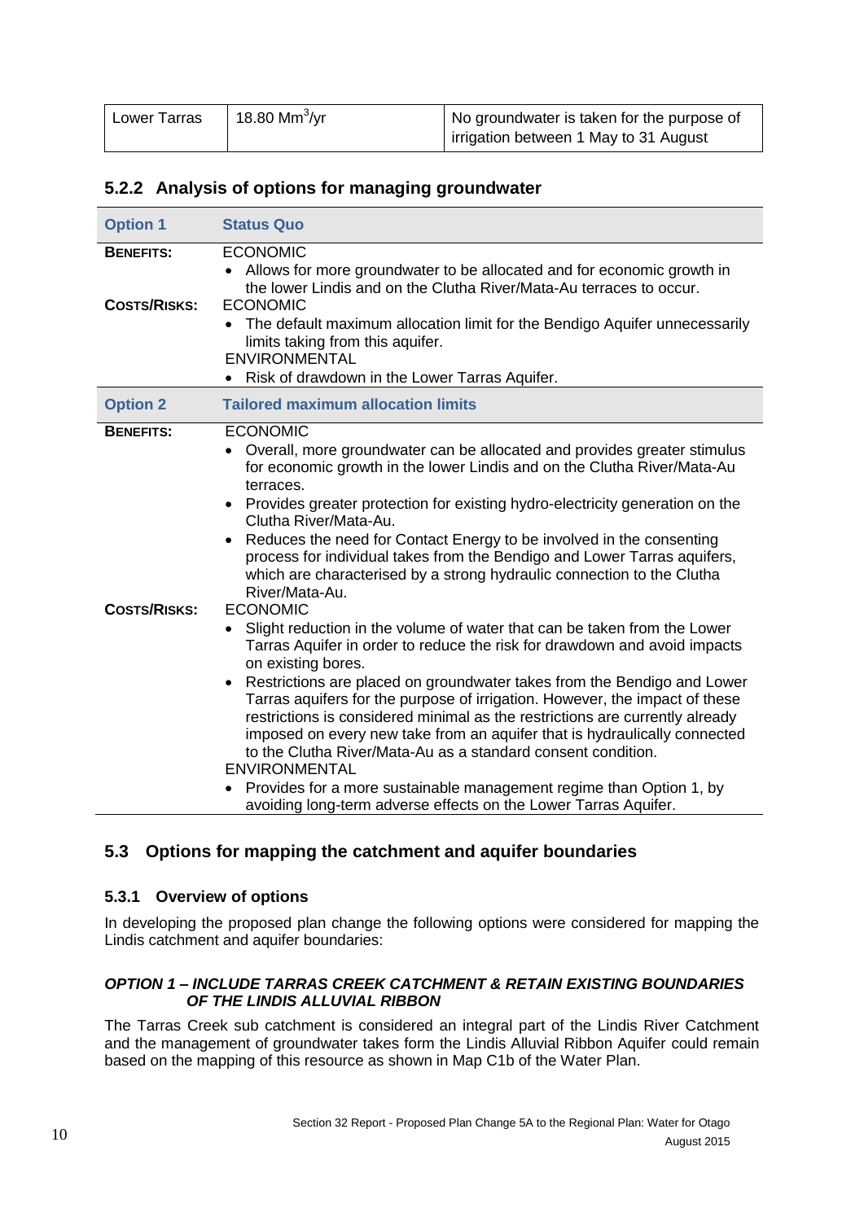| Lower Tarras | 18.80 $Mm^3$/yr | No groundwater is taken for the purpose of irrigation between 1 May to 31 August |
|---|---|---|

### 5.2.2 Analysis of options for managing groundwater

| **Option 1** | **Status Quo** |
|---|---|
| **BENEFITS:** | ECONOMIC<br>• Allows for more groundwater to be allocated and for economic growth in the lower Lindis and on the Clutha River/Mata-Au terraces to occur. |
| **COSTS/RISKS:** | ECONOMIC<br>• The default maximum allocation limit for the Bendigo Aquifer unnecessarily limits taking from this aquifer.<br>ENVIRONMENTAL<br>• Risk of drawdown in the Lower Tarras Aquifer. |
| **Option 2** | **Tailored maximum allocation limits** |
| **BENEFITS:** | ECONOMIC<br>• Overall, more groundwater can be allocated and provides greater stimulus for economic growth in the lower Lindis and on the Clutha River/Mata-Au terraces.<br>• Provides greater protection for existing hydro-electricity generation on the Clutha River/Mata-Au.<br>• Reduces the need for Contact Energy to be involved in the consenting process for individual takes from the Bendigo and Lower Tarras aquifers, which are characterised by a strong hydraulic connection to the Clutha River/Mata-Au. |
| **COSTS/RISKS:** | ECONOMIC<br>• Slight reduction in the volume of water that can be taken from the Lower Tarras Aquifer in order to reduce the risk for drawdown and avoid impacts on existing bores.<br>• Restrictions are placed on groundwater takes from the Bendigo and Lower Tarras aquifers for the purpose of irrigation. However, the impact of these restrictions is considered minimal as the restrictions are currently already imposed on every new take from an aquifer that is hydraulically connected to the Clutha River/Mata-Au as a standard consent condition.<br>ENVIRONMENTAL<br>• Provides for a more sustainable management regime than Option 1, by avoiding long-term adverse effects on the Lower Tarras Aquifer. |

## 5.3 Options for mapping the catchment and aquifer boundaries

### 5.3.1 Overview of options

In developing the proposed plan change the following options were considered for mapping the Lindis catchment and aquifer boundaries:

***OPTION 1 – INCLUDE TARRAS CREEK CATCHMENT & RETAIN EXISTING BOUNDARIES OF THE LINDIS ALLUVIAL RIBBON***

The Tarras Creek sub catchment is considered an integral part of the Lindis River Catchment and the management of groundwater takes form the Lindis Alluvial Ribbon Aquifer could remain based on the mapping of this resource as shown in Map C1b of the Water Plan.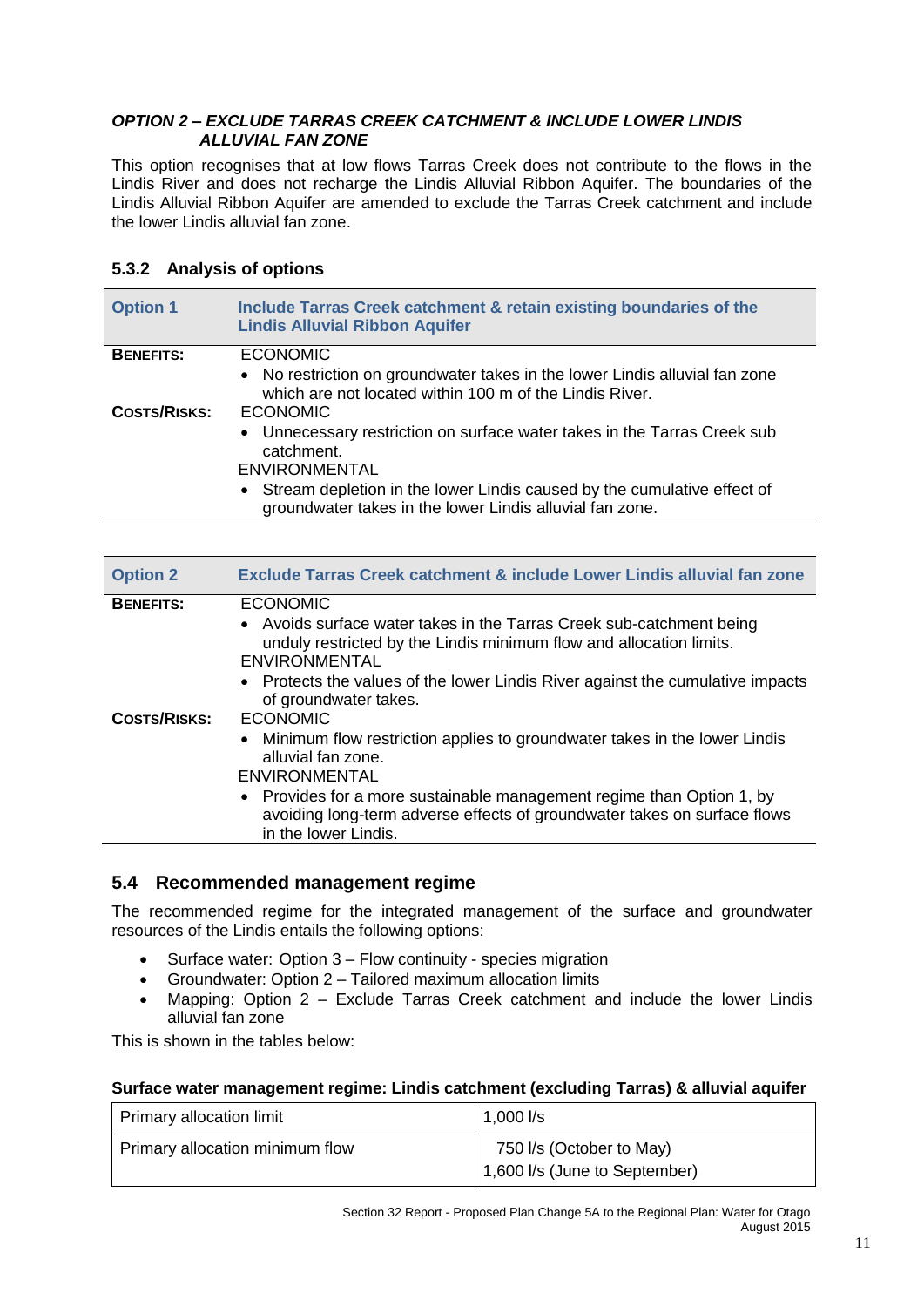#### *OPTION 2 – EXCLUDE TARRAS CREEK CATCHMENT & INCLUDE LOWER LINDIS ALLUVIAL FAN ZONE*

This option recognises that at low flows Tarras Creek does not contribute to the flows in the Lindis River and does not recharge the Lindis Alluvial Ribbon Aquifer. The boundaries of the Lindis Alluvial Ribbon Aquifer are amended to exclude the Tarras Creek catchment and include the lower Lindis alluvial fan zone.

### 5.3.2 Analysis of options

| **Option 1** | **Include Tarras Creek catchment & retain existing boundaries of the Lindis Alluvial Ribbon Aquifer** |
|---|---|
| **BENEFITS:** | ECONOMIC<br>• No restriction on groundwater takes in the lower Lindis alluvial fan zone which are not located within 100 m of the Lindis River. |
| **COSTS/RISKS:** | ECONOMIC<br>• Unnecessary restriction on surface water takes in the Tarras Creek sub catchment.<br>ENVIRONMENTAL<br>• Stream depletion in the lower Lindis caused by the cumulative effect of groundwater takes in the lower Lindis alluvial fan zone. |

| **Option 2** | **Exclude Tarras Creek catchment & include Lower Lindis alluvial fan zone** |
|---|---|
| **BENEFITS:** | ECONOMIC<br>• Avoids surface water takes in the Tarras Creek sub-catchment being unduly restricted by the Lindis minimum flow and allocation limits.<br>ENVIRONMENTAL<br>• Protects the values of the lower Lindis River against the cumulative impacts of groundwater takes. |
| **COSTS/RISKS:** | ECONOMIC<br>• Minimum flow restriction applies to groundwater takes in the lower Lindis alluvial fan zone.<br>ENVIRONMENTAL<br>• Provides for a more sustainable management regime than Option 1, by avoiding long-term adverse effects of groundwater takes on surface flows in the lower Lindis. |

## 5.4 Recommended management regime

The recommended regime for the integrated management of the surface and groundwater resources of the Lindis entails the following options:

- Surface water: Option 3 – Flow continuity - species migration
- Groundwater: Option 2 – Tailored maximum allocation limits
- Mapping: Option 2 – Exclude Tarras Creek catchment and include the lower Lindis alluvial fan zone

This is shown in the tables below:

**Surface water management regime: Lindis catchment (excluding Tarras) & alluvial aquifer**

| Primary allocation limit | 1,000 l/s |
|---|---|
| Primary allocation minimum flow | 750 l/s (October to May)<br>1,600 l/s (June to September) |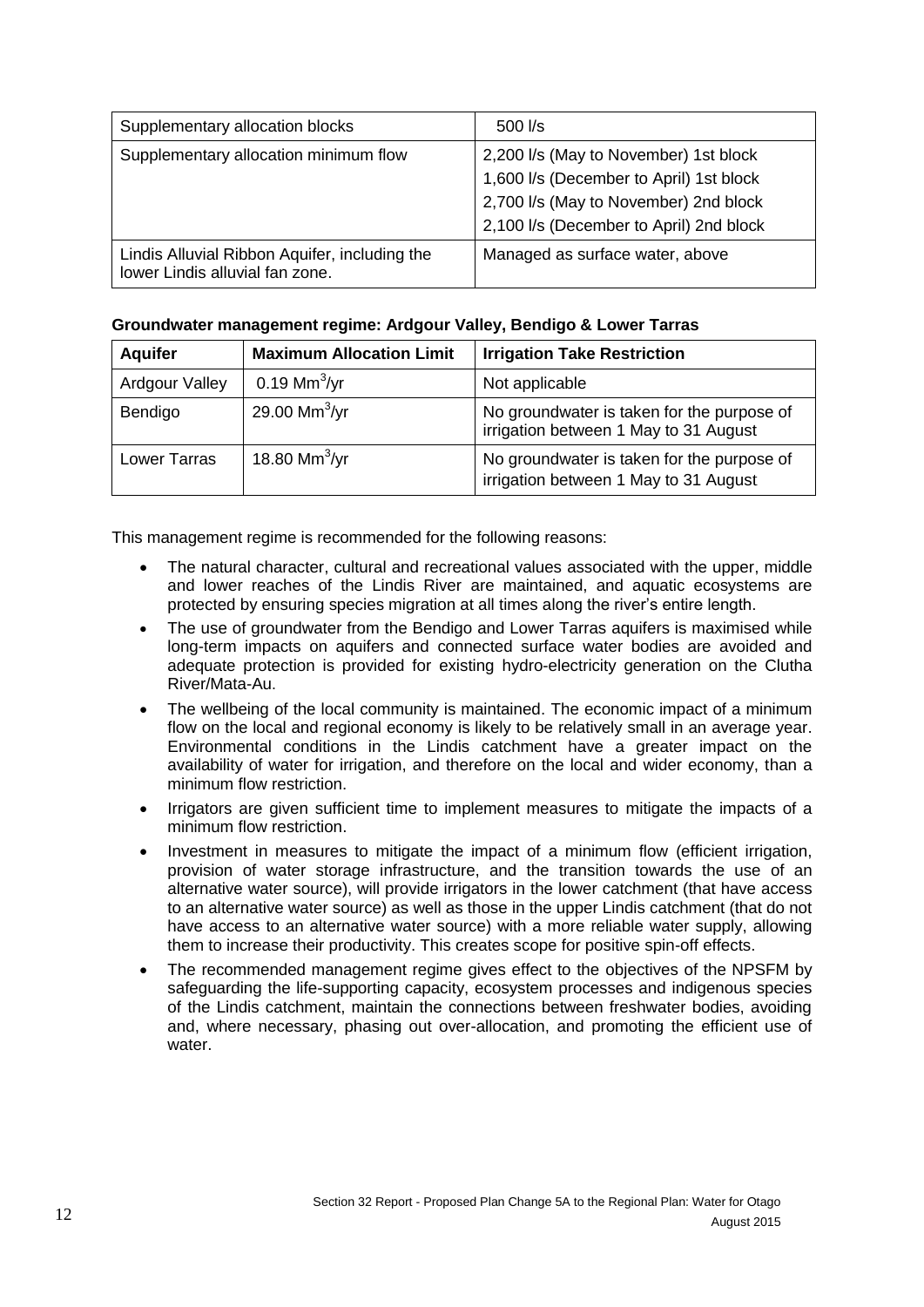| | |
|---|---|
| Supplementary allocation blocks | 500 l/s |
| Supplementary allocation minimum flow | 2,200 l/s (May to November) 1st block<br>1,600 l/s (December to April) 1st block<br>2,700 l/s (May to November) 2nd block<br>2,100 l/s (December to April) 2nd block |
| Lindis Alluvial Ribbon Aquifer, including the lower Lindis alluvial fan zone. | Managed as surface water, above |

**Groundwater management regime: Ardgour Valley, Bendigo & Lower Tarras**

| Aquifer | Maximum Allocation Limit | Irrigation Take Restriction |
|---|---|---|
| Ardgour Valley | 0.19 $Mm^3$/yr | Not applicable |
| Bendigo | 29.00 $Mm^3$/yr | No groundwater is taken for the purpose of irrigation between 1 May to 31 August |
| Lower Tarras | 18.80 $Mm^3$/yr | No groundwater is taken for the purpose of irrigation between 1 May to 31 August |

This management regime is recommended for the following reasons:

- The natural character, cultural and recreational values associated with the upper, middle and lower reaches of the Lindis River are maintained, and aquatic ecosystems are protected by ensuring species migration at all times along the river's entire length.
- The use of groundwater from the Bendigo and Lower Tarras aquifers is maximised while long-term impacts on aquifers and connected surface water bodies are avoided and adequate protection is provided for existing hydro-electricity generation on the Clutha River/Mata-Au.
- The wellbeing of the local community is maintained. The economic impact of a minimum flow on the local and regional economy is likely to be relatively small in an average year. Environmental conditions in the Lindis catchment have a greater impact on the availability of water for irrigation, and therefore on the local and wider economy, than a minimum flow restriction.
- Irrigators are given sufficient time to implement measures to mitigate the impacts of a minimum flow restriction.
- Investment in measures to mitigate the impact of a minimum flow (efficient irrigation, provision of water storage infrastructure, and the transition towards the use of an alternative water source), will provide irrigators in the lower catchment (that have access to an alternative water source) as well as those in the upper Lindis catchment (that do not have access to an alternative water source) with a more reliable water supply, allowing them to increase their productivity. This creates scope for positive spin-off effects.
- The recommended management regime gives effect to the objectives of the NPSFM by safeguarding the life-supporting capacity, ecosystem processes and indigenous species of the Lindis catchment, maintain the connections between freshwater bodies, avoiding and, where necessary, phasing out over-allocation, and promoting the efficient use of water.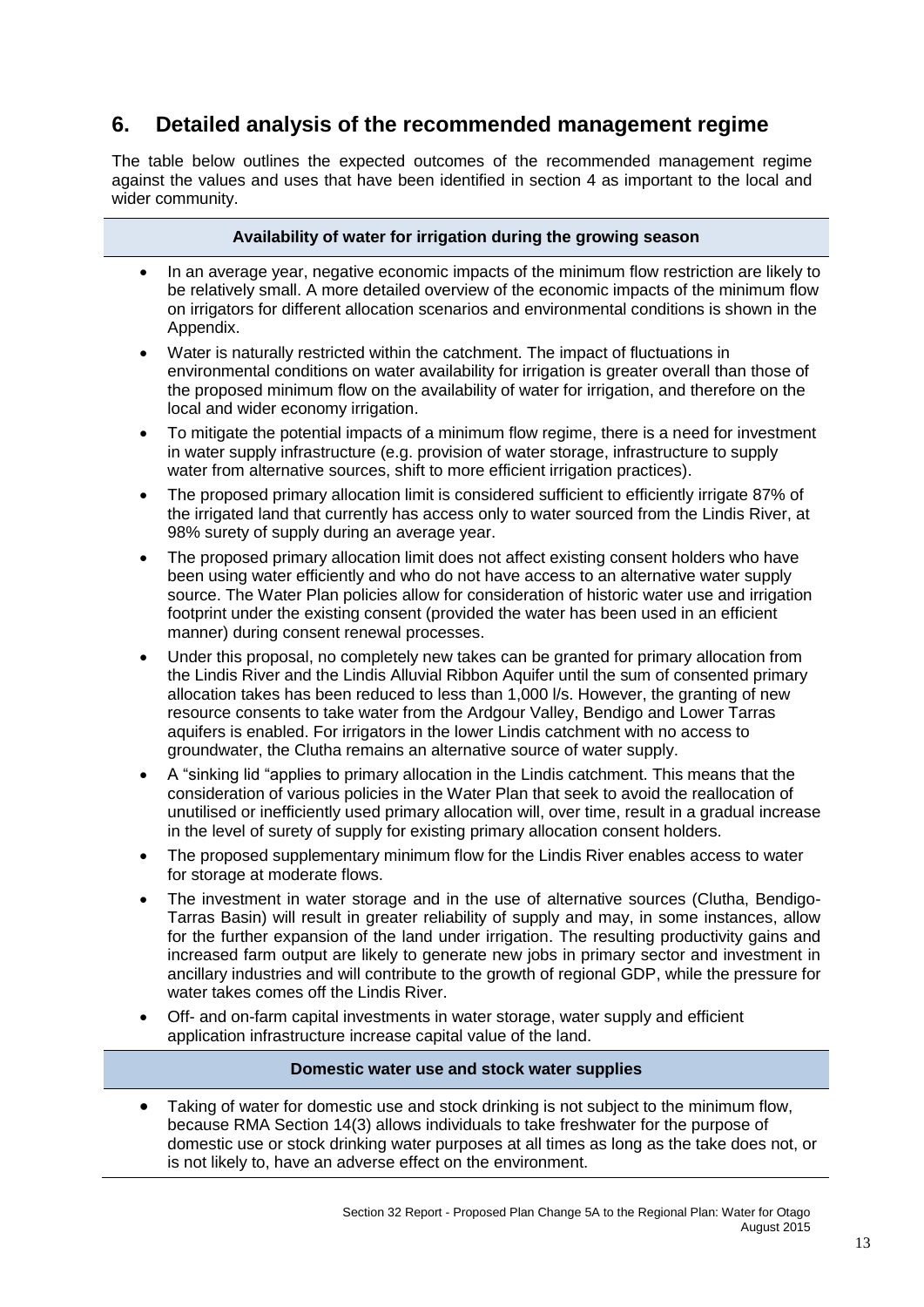## 6. Detailed analysis of the recommended management regime

The table below outlines the expected outcomes of the recommended management regime against the values and uses that have been identified in section 4 as important to the local and wider community.

| Availability of water for irrigation during the growing season |
|---|
| • In an average year, negative economic impacts of the minimum flow restriction are likely to be relatively small. A more detailed overview of the economic impacts of the minimum flow on irrigators for different allocation scenarios and environmental conditions is shown in the Appendix.<br>• Water is naturally restricted within the catchment. The impact of fluctuations in environmental conditions on water availability for irrigation is greater overall than those of the proposed minimum flow on the availability of water for irrigation, and therefore on the local and wider economy irrigation.<br>• To mitigate the potential impacts of a minimum flow regime, there is a need for investment in water supply infrastructure (e.g. provision of water storage, infrastructure to supply water from alternative sources, shift to more efficient irrigation practices).<br>• The proposed primary allocation limit is considered sufficient to efficiently irrigate 87% of the irrigated land that currently has access only to water sourced from the Lindis River, at 98% surety of supply during an average year.<br>• The proposed primary allocation limit does not affect existing consent holders who have been using water efficiently and who do not have access to an alternative water supply source. The Water Plan policies allow for consideration of historic water use and irrigation footprint under the existing consent (provided the water has been used in an efficient manner) during consent renewal processes.<br>• Under this proposal, no completely new takes can be granted for primary allocation from the Lindis River and the Lindis Alluvial Ribbon Aquifer until the sum of consented primary allocation takes has been reduced to less than 1,000 l/s. However, the granting of new resource consents to take water from the Ardgour Valley, Bendigo and Lower Tarras aquifers is enabled. For irrigators in the lower Lindis catchment with no access to groundwater, the Clutha remains an alternative source of water supply.<br>• A "sinking lid "applies to primary allocation in the Lindis catchment. This means that the consideration of various policies in the Water Plan that seek to avoid the reallocation of unutilised or inefficiently used primary allocation will, over time, result in a gradual increase in the level of surety of supply for existing primary allocation consent holders.<br>• The proposed supplementary minimum flow for the Lindis River enables access to water for storage at moderate flows.<br>• The investment in water storage and in the use of alternative sources (Clutha, Bendigo-Tarras Basin) will result in greater reliability of supply and may, in some instances, allow for the further expansion of the land under irrigation. The resulting productivity gains and increased farm output are likely to generate new jobs in primary sector and investment in ancillary industries and will contribute to the growth of regional GDP, while the pressure for water takes comes off the Lindis River.<br>• Off- and on-farm capital investments in water storage, water supply and efficient application infrastructure increase capital value of the land. |
| **Domestic water use and stock water supplies** |
| • Taking of water for domestic use and stock drinking is not subject to the minimum flow, because RMA Section 14(3) allows individuals to take freshwater for the purpose of domestic use or stock drinking water purposes at all times as long as the take does not, or is not likely to, have an adverse effect on the environment. |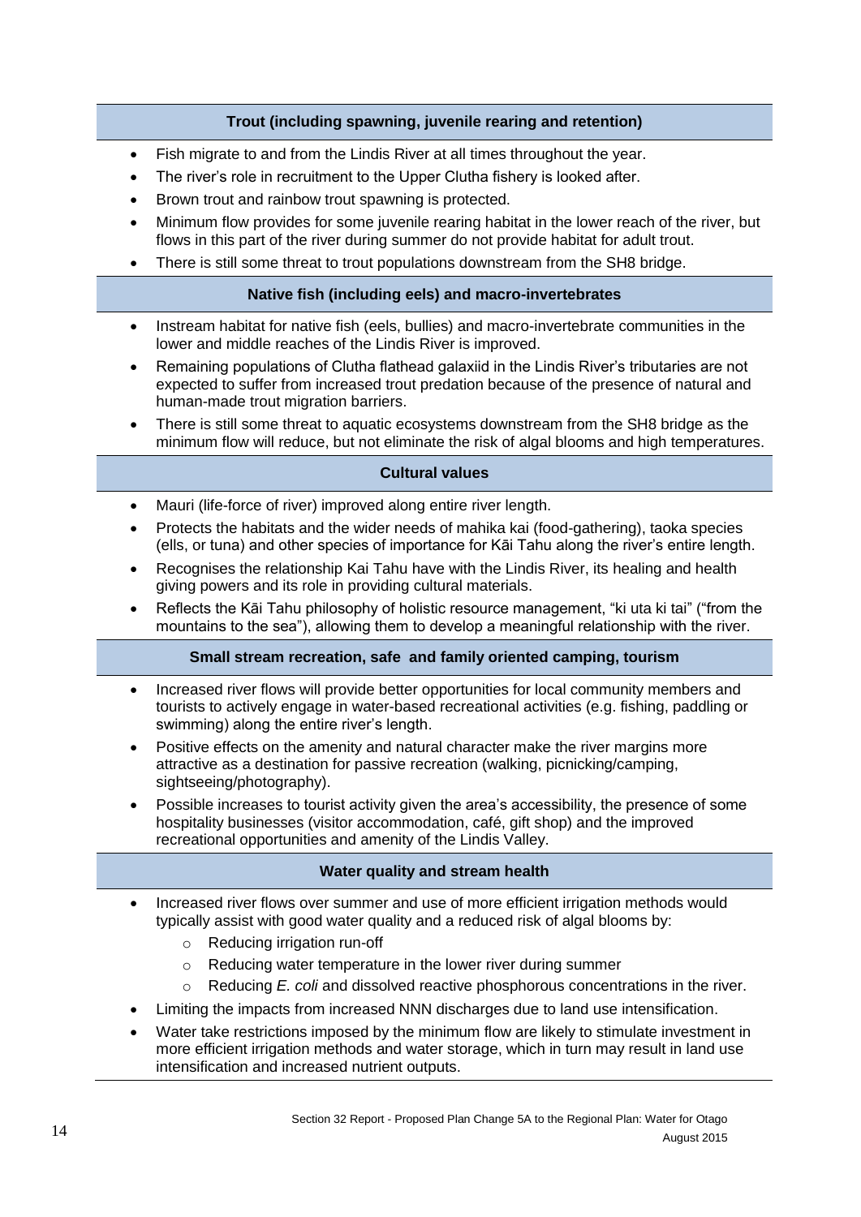**Trout (including spawning, juvenile rearing and retention)**

- Fish migrate to and from the Lindis River at all times throughout the year.
- The river's role in recruitment to the Upper Clutha fishery is looked after.
- Brown trout and rainbow trout spawning is protected.
- Minimum flow provides for some juvenile rearing habitat in the lower reach of the river, but flows in this part of the river during summer do not provide habitat for adult trout.
- There is still some threat to trout populations downstream from the SH8 bridge.

**Native fish (including eels) and macro-invertebrates**

- Instream habitat for native fish (eels, bullies) and macro-invertebrate communities in the lower and middle reaches of the Lindis River is improved.
- Remaining populations of Clutha flathead galaxiid in the Lindis River's tributaries are not expected to suffer from increased trout predation because of the presence of natural and human-made trout migration barriers.
- There is still some threat to aquatic ecosystems downstream from the SH8 bridge as the minimum flow will reduce, but not eliminate the risk of algal blooms and high temperatures.

**Cultural values**

- Mauri (life-force of river) improved along entire river length.
- Protects the habitats and the wider needs of mahika kai (food-gathering), taoka species (ells, or tuna) and other species of importance for Kāi Tahu along the river's entire length.
- Recognises the relationship Kai Tahu have with the Lindis River, its healing and health giving powers and its role in providing cultural materials.
- Reflects the Kāi Tahu philosophy of holistic resource management, "ki uta ki tai" ("from the mountains to the sea"), allowing them to develop a meaningful relationship with the river.

**Small stream recreation, safe and family oriented camping, tourism**

- Increased river flows will provide better opportunities for local community members and tourists to actively engage in water-based recreational activities (e.g. fishing, paddling or swimming) along the entire river's length.
- Positive effects on the amenity and natural character make the river margins more attractive as a destination for passive recreation (walking, picnicking/camping, sightseeing/photography).
- Possible increases to tourist activity given the area's accessibility, the presence of some hospitality businesses (visitor accommodation, café, gift shop) and the improved recreational opportunities and amenity of the Lindis Valley.

**Water quality and stream health**

- Increased river flows over summer and use of more efficient irrigation methods would typically assist with good water quality and a reduced risk of algal blooms by:
  - Reducing irrigation run-off
  - Reducing water temperature in the lower river during summer
  - Reducing *E. coli* and dissolved reactive phosphorous concentrations in the river.
- Limiting the impacts from increased NNN discharges due to land use intensification.
- Water take restrictions imposed by the minimum flow are likely to stimulate investment in more efficient irrigation methods and water storage, which in turn may result in land use intensification and increased nutrient outputs.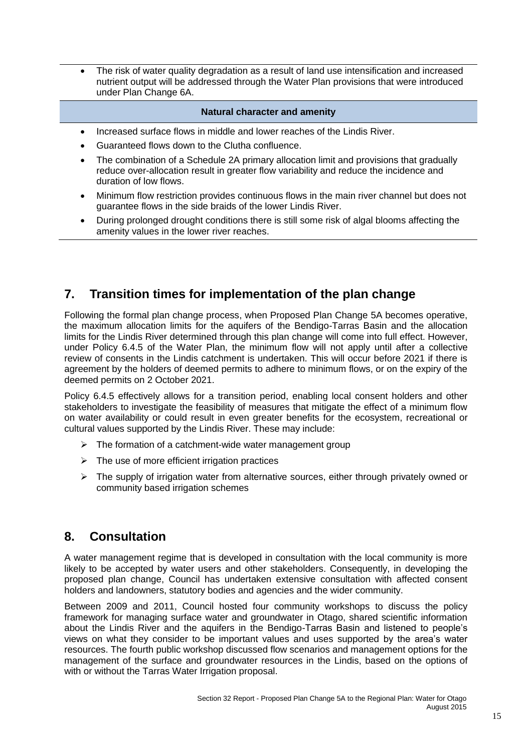- The risk of water quality degradation as a result of land use intensification and increased nutrient output will be addressed through the Water Plan provisions that were introduced under Plan Change 6A.

**Natural character and amenity**

- Increased surface flows in middle and lower reaches of the Lindis River.
- Guaranteed flows down to the Clutha confluence.
- The combination of a Schedule 2A primary allocation limit and provisions that gradually reduce over-allocation result in greater flow variability and reduce the incidence and duration of low flows.
- Minimum flow restriction provides continuous flows in the main river channel but does not guarantee flows in the side braids of the lower Lindis River.
- During prolonged drought conditions there is still some risk of algal blooms affecting the amenity values in the lower river reaches.

## 7. Transition times for implementation of the plan change

Following the formal plan change process, when Proposed Plan Change 5A becomes operative, the maximum allocation limits for the aquifers of the Bendigo-Tarras Basin and the allocation limits for the Lindis River determined through this plan change will come into full effect. However, under Policy 6.4.5 of the Water Plan, the minimum flow will not apply until after a collective review of consents in the Lindis catchment is undertaken. This will occur before 2021 if there is agreement by the holders of deemed permits to adhere to minimum flows, or on the expiry of the deemed permits on 2 October 2021.

Policy 6.4.5 effectively allows for a transition period, enabling local consent holders and other stakeholders to investigate the feasibility of measures that mitigate the effect of a minimum flow on water availability or could result in even greater benefits for the ecosystem, recreational or cultural values supported by the Lindis River. These may include:

- The formation of a catchment-wide water management group
- The use of more efficient irrigation practices
- The supply of irrigation water from alternative sources, either through privately owned or community based irrigation schemes

## 8. Consultation

A water management regime that is developed in consultation with the local community is more likely to be accepted by water users and other stakeholders. Consequently, in developing the proposed plan change, Council has undertaken extensive consultation with affected consent holders and landowners, statutory bodies and agencies and the wider community.

Between 2009 and 2011, Council hosted four community workshops to discuss the policy framework for managing surface water and groundwater in Otago, shared scientific information about the Lindis River and the aquifers in the Bendigo-Tarras Basin and listened to people's views on what they consider to be important values and uses supported by the area's water resources. The fourth public workshop discussed flow scenarios and management options for the management of the surface and groundwater resources in the Lindis, based on the options of with or without the Tarras Water Irrigation proposal.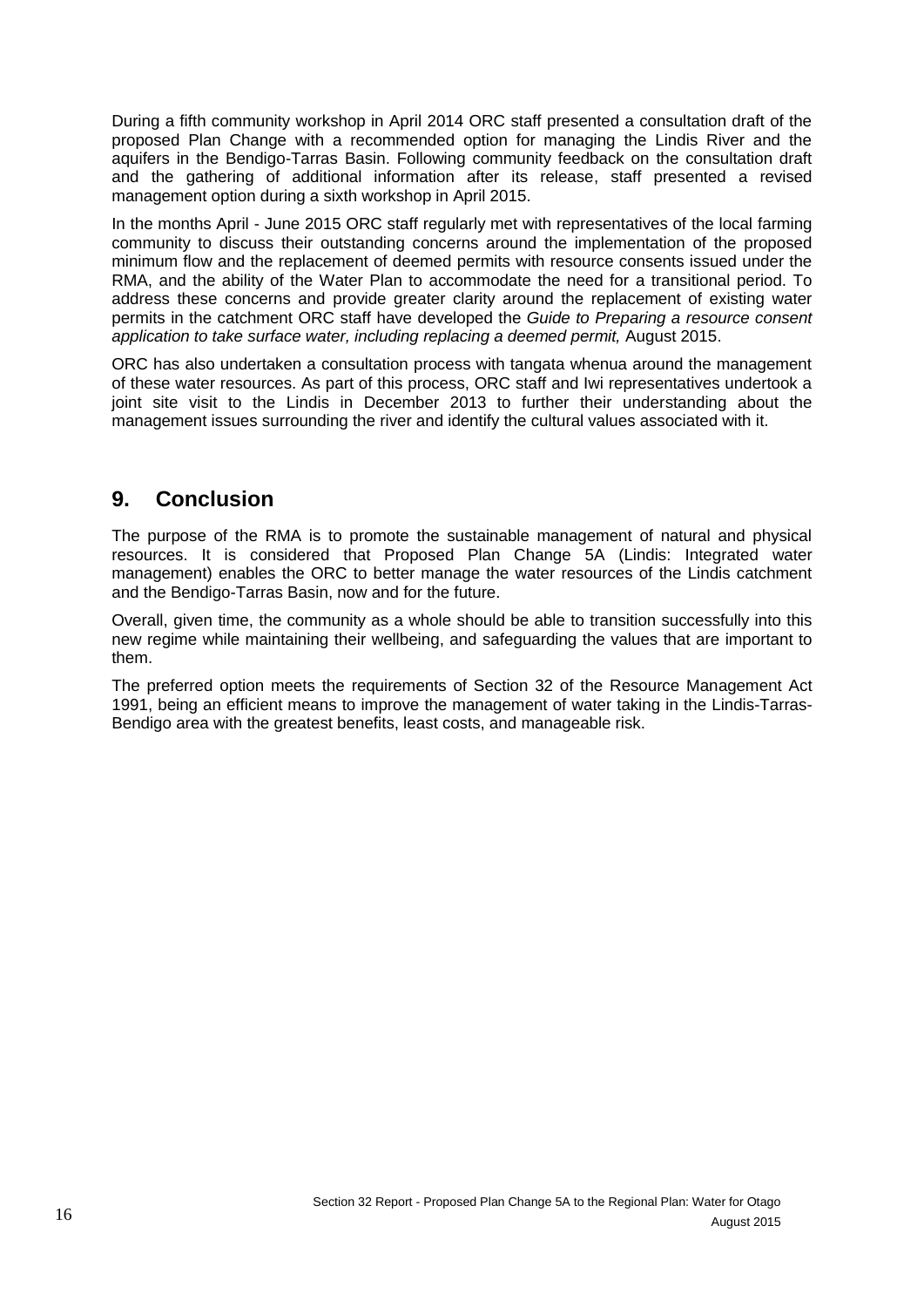During a fifth community workshop in April 2014 ORC staff presented a consultation draft of the proposed Plan Change with a recommended option for managing the Lindis River and the aquifers in the Bendigo-Tarras Basin. Following community feedback on the consultation draft and the gathering of additional information after its release, staff presented a revised management option during a sixth workshop in April 2015.

In the months April - June 2015 ORC staff regularly met with representatives of the local farming community to discuss their outstanding concerns around the implementation of the proposed minimum flow and the replacement of deemed permits with resource consents issued under the RMA, and the ability of the Water Plan to accommodate the need for a transitional period. To address these concerns and provide greater clarity around the replacement of existing water permits in the catchment ORC staff have developed the *Guide to Preparing a resource consent application to take surface water, including replacing a deemed permit,* August 2015.

ORC has also undertaken a consultation process with tangata whenua around the management of these water resources. As part of this process, ORC staff and Iwi representatives undertook a joint site visit to the Lindis in December 2013 to further their understanding about the management issues surrounding the river and identify the cultural values associated with it.

## 9. Conclusion

The purpose of the RMA is to promote the sustainable management of natural and physical resources. It is considered that Proposed Plan Change 5A (Lindis: Integrated water management) enables the ORC to better manage the water resources of the Lindis catchment and the Bendigo-Tarras Basin, now and for the future.

Overall, given time, the community as a whole should be able to transition successfully into this new regime while maintaining their wellbeing, and safeguarding the values that are important to them.

The preferred option meets the requirements of Section 32 of the Resource Management Act 1991, being an efficient means to improve the management of water taking in the Lindis-Tarras-Bendigo area with the greatest benefits, least costs, and manageable risk.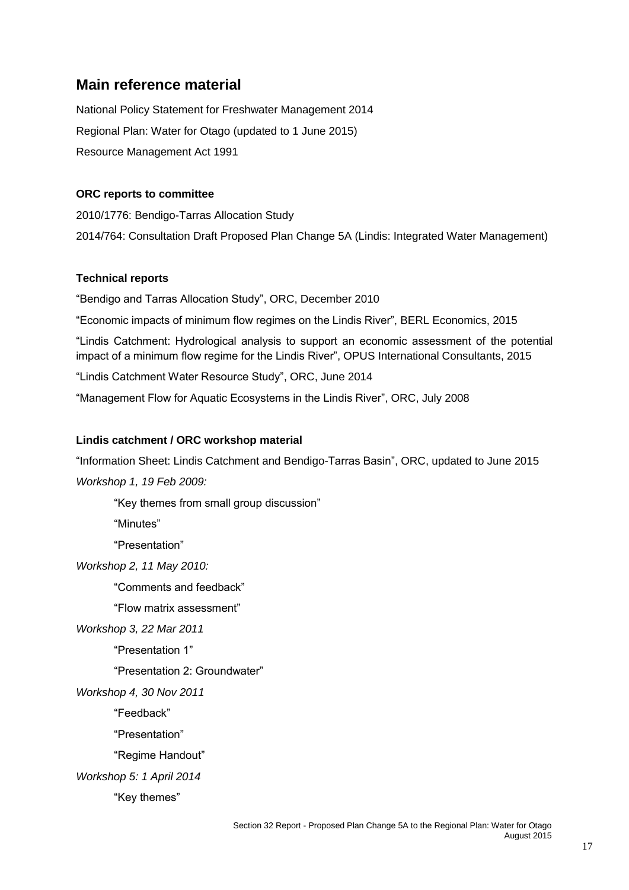## Main reference material

National Policy Statement for Freshwater Management 2014

Regional Plan: Water for Otago (updated to 1 June 2015)

Resource Management Act 1991

### ORC reports to committee

2010/1776: Bendigo-Tarras Allocation Study

2014/764: Consultation Draft Proposed Plan Change 5A (Lindis: Integrated Water Management)

### Technical reports

"Bendigo and Tarras Allocation Study", ORC, December 2010

"Economic impacts of minimum flow regimes on the Lindis River", BERL Economics, 2015

"Lindis Catchment: Hydrological analysis to support an economic assessment of the potential impact of a minimum flow regime for the Lindis River", OPUS International Consultants, 2015

"Lindis Catchment Water Resource Study", ORC, June 2014

"Management Flow for Aquatic Ecosystems in the Lindis River", ORC, July 2008

### Lindis catchment / ORC workshop material

"Information Sheet: Lindis Catchment and Bendigo-Tarras Basin", ORC, updated to June 2015

*Workshop 1, 19 Feb 2009:*

- "Key themes from small group discussion"
- "Minutes"
- "Presentation"

*Workshop 2, 11 May 2010:*

- "Comments and feedback"
- "Flow matrix assessment"

*Workshop 3, 22 Mar 2011*

- "Presentation 1"
- "Presentation 2: Groundwater"

*Workshop 4, 30 Nov 2011*

- "Feedback"
- "Presentation"
- "Regime Handout"

*Workshop 5: 1 April 2014*

- "Key themes"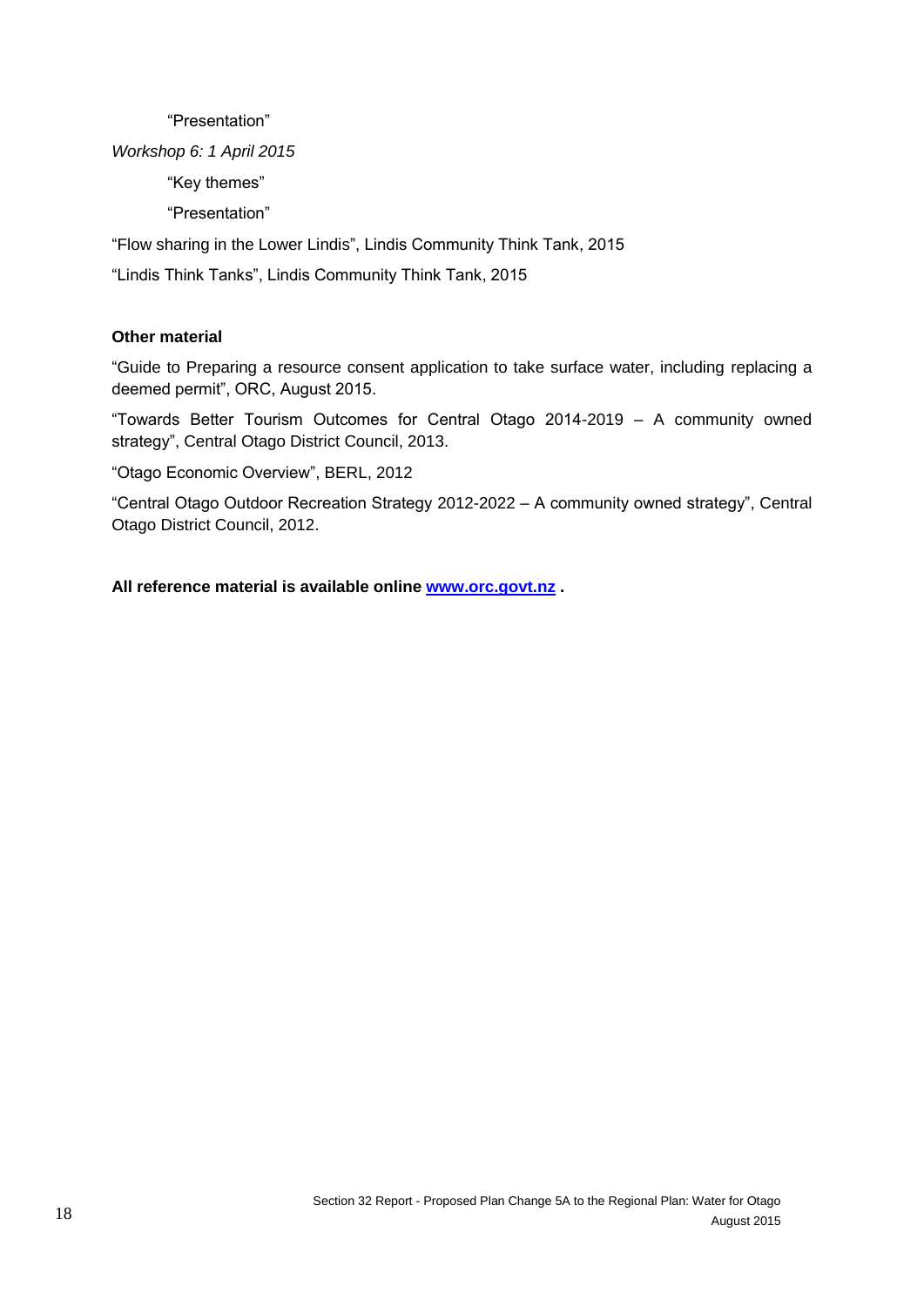"Presentation"

*Workshop 6: 1 April 2015*

"Key themes"

"Presentation"

"Flow sharing in the Lower Lindis", Lindis Community Think Tank, 2015

"Lindis Think Tanks", Lindis Community Think Tank, 2015

**Other material**

"Guide to Preparing a resource consent application to take surface water, including replacing a deemed permit", ORC, August 2015.

"Towards Better Tourism Outcomes for Central Otago 2014-2019 – A community owned strategy", Central Otago District Council, 2013.

"Otago Economic Overview", BERL, 2012

"Central Otago Outdoor Recreation Strategy 2012-2022 – A community owned strategy", Central Otago District Council, 2012.

**All reference material is available online [www.orc.govt.nz](http://www.orc.govt.nz) .**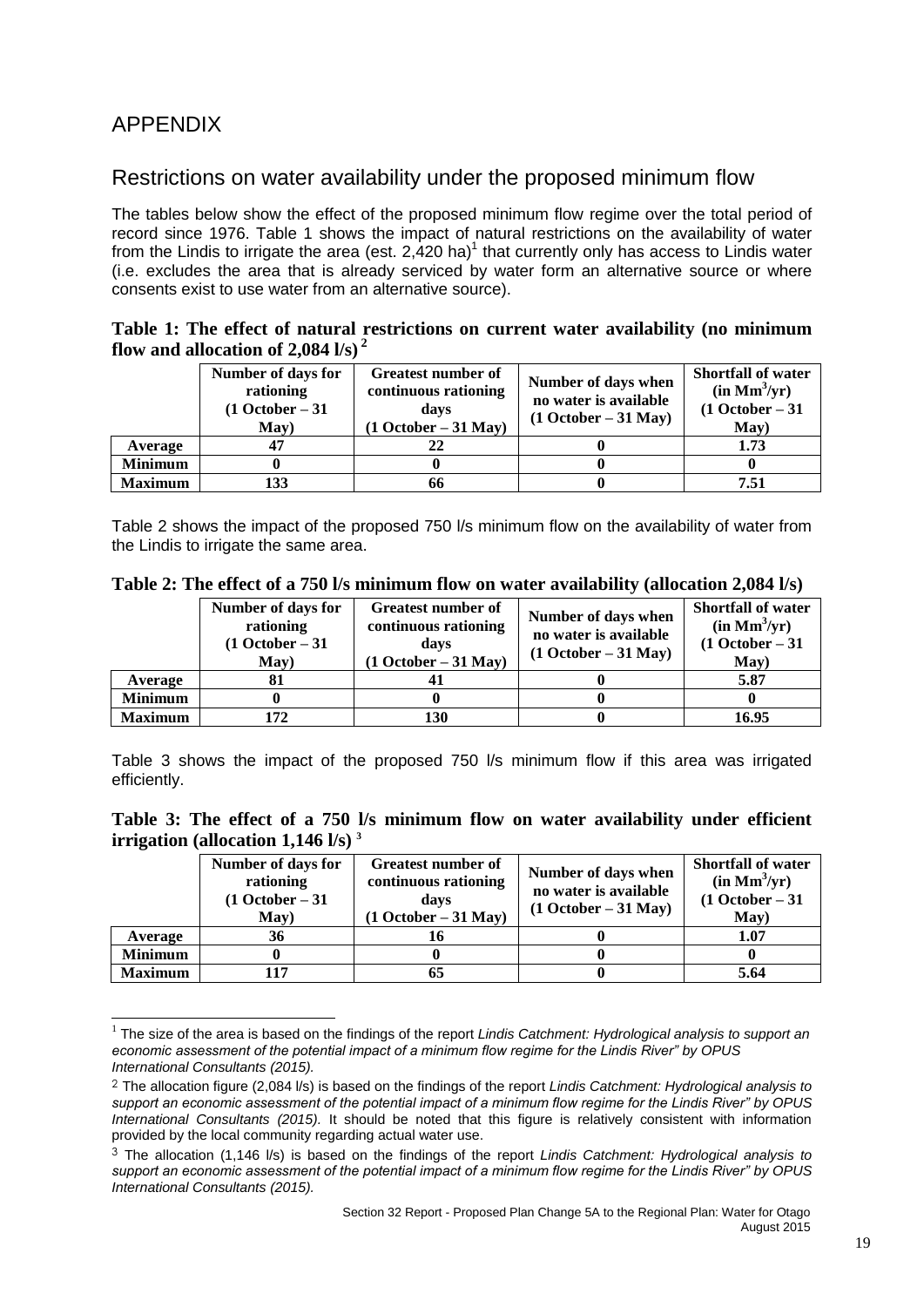# APPENDIX

## Restrictions on water availability under the proposed minimum flow

The tables below show the effect of the proposed minimum flow regime over the total period of record since 1976. Table 1 shows the impact of natural restrictions on the availability of water from the Lindis to irrigate the area (est. 2,420 ha)[1] that currently only has access to Lindis water (i.e. excludes the area that is already serviced by water form an alternative source or where consents exist to use water from an alternative source).

**Table 1: The effect of natural restrictions on current water availability (no minimum flow and allocation of 2,084 l/s)[2]**

| | Number of days for rationing (1 October – 31 May) | Greatest number of continuous rationing days (1 October – 31 May) | Number of days when no water is available (1 October – 31 May) | Shortfall of water (in $Mm^3/yr$) (1 October – 31 May) |
|---|---|---|---|---|
| **Average** | **47** | **22** | **0** | **1.73** |
| **Minimum** | **0** | **0** | **0** | **0** |
| **Maximum** | **133** | **66** | **0** | **7.51** |

Table 2 shows the impact of the proposed 750 l/s minimum flow on the availability of water from the Lindis to irrigate the same area.

**Table 2: The effect of a 750 l/s minimum flow on water availability (allocation 2,084 l/s)**

| | Number of days for rationing (1 October – 31 May) | Greatest number of continuous rationing days (1 October – 31 May) | Number of days when no water is available (1 October – 31 May) | Shortfall of water (in $Mm^3/yr$) (1 October – 31 May) |
|---|---|---|---|---|
| **Average** | **81** | **41** | **0** | **5.87** |
| **Minimum** | **0** | **0** | **0** | **0** |
| **Maximum** | **172** | **130** | **0** | **16.95** |

Table 3 shows the impact of the proposed 750 l/s minimum flow if this area was irrigated efficiently.

**Table 3: The effect of a 750 l/s minimum flow on water availability under efficient irrigation (allocation 1,146 l/s)[3]**

| | Number of days for rationing (1 October – 31 May) | Greatest number of continuous rationing days (1 October – 31 May) | Number of days when no water is available (1 October – 31 May) | Shortfall of water (in $Mm^3/yr$) (1 October – 31 May) |
|---|---|---|---|---|
| **Average** | **36** | **16** | **0** | **1.07** |
| **Minimum** | **0** | **0** | **0** | **0** |
| **Maximum** | **117** | **65** | **0** | **5.64** |

---

[1] The size of the area is based on the findings of the report *Lindis Catchment: Hydrological analysis to support an economic assessment of the potential impact of a minimum flow regime for the Lindis River" by OPUS International Consultants (2015).*

[2] The allocation figure (2,084 l/s) is based on the findings of the report *Lindis Catchment: Hydrological analysis to support an economic assessment of the potential impact of a minimum flow regime for the Lindis River" by OPUS International Consultants (2015).* It should be noted that this figure is relatively consistent with information provided by the local community regarding actual water use.

[3] The allocation (1,146 l/s) is based on the findings of the report *Lindis Catchment: Hydrological analysis to support an economic assessment of the potential impact of a minimum flow regime for the Lindis River" by OPUS International Consultants (2015).*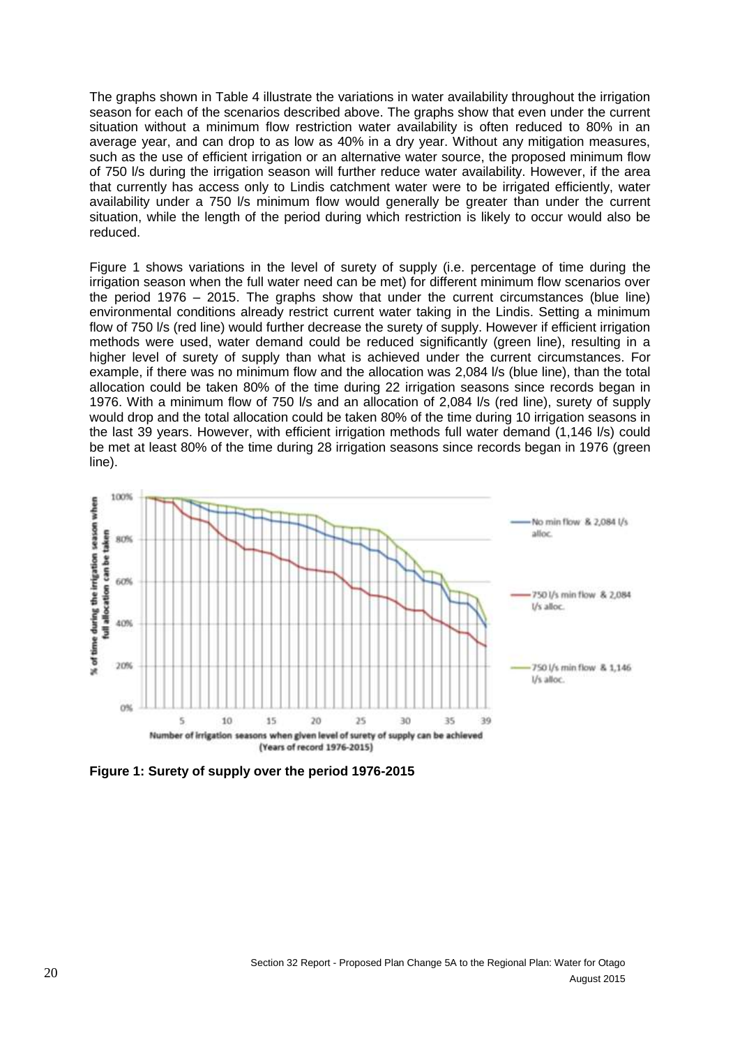The graphs shown in Table 4 illustrate the variations in water availability throughout the irrigation season for each of the scenarios described above. The graphs show that even under the current situation without a minimum flow restriction water availability is often reduced to 80% in an average year, and can drop to as low as 40% in a dry year. Without any mitigation measures, such as the use of efficient irrigation or an alternative water source, the proposed minimum flow of 750 l/s during the irrigation season will further reduce water availability. However, if the area that currently has access only to Lindis catchment water were to be irrigated efficiently, water availability under a 750 l/s minimum flow would generally be greater than under the current situation, while the length of the period during which restriction is likely to occur would also be reduced.

Figure 1 shows variations in the level of surety of supply (i.e. percentage of time during the irrigation season when the full water need can be met) for different minimum flow scenarios over the period 1976 – 2015. The graphs show that under the current circumstances (blue line) environmental conditions already restrict current water taking in the Lindis. Setting a minimum flow of 750 l/s (red line) would further decrease the surety of supply. However if efficient irrigation methods were used, water demand could be reduced significantly (green line), resulting in a higher level of surety of supply than what is achieved under the current circumstances. For example, if there was no minimum flow and the allocation was 2,084 l/s (blue line), than the total allocation could be taken 80% of the time during 22 irrigation seasons since records began in 1976. With a minimum flow of 750 l/s and an allocation of 2,084 l/s (red line), surety of supply would drop and the total allocation could be taken 80% of the time during 10 irrigation seasons in the last 39 years. However, with efficient irrigation methods full water demand (1,146 l/s) could be met at least 80% of the time during 28 irrigation seasons since records began in 1976 (green line).

**Figure 1: Surety of supply over the period 1976-2015**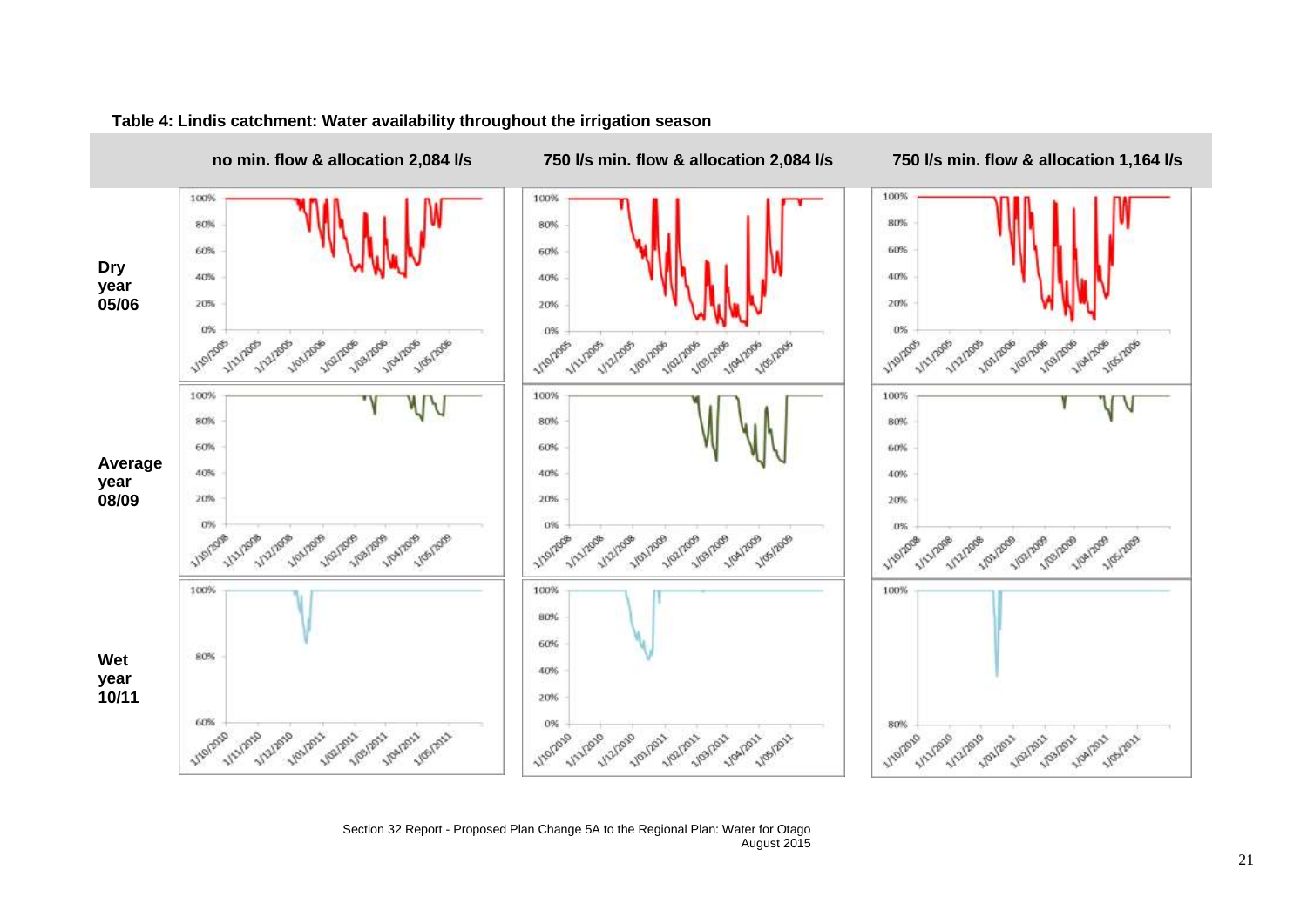**Table 4: Lindis catchment: Water availability throughout the irrigation season**

| | no min. flow & allocation 2,084 l/s | 750 l/s min. flow & allocation 2,084 l/s | 750 l/s min. flow & allocation 1,164 l/s |
|---|---|---|---|
| **Dry year 05/06** | | | |
| **Average year 08/09** | | | |
| **Wet year 10/11** | | | |

Section 32 Report - Proposed Plan Change 5A to the Regional Plan: Water for Otago
August 2015